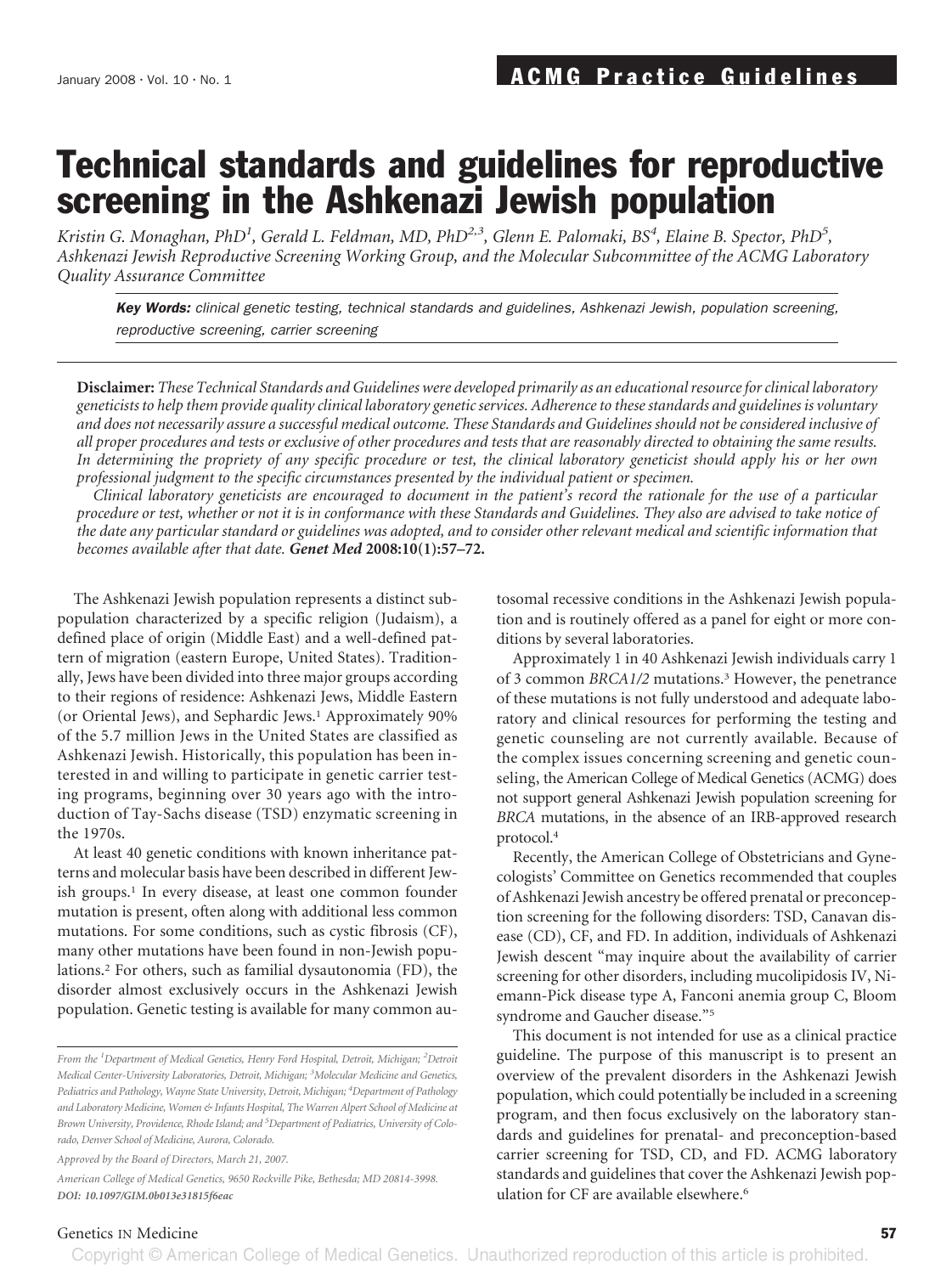ACMG Practice Guidelines

# Technical standards and guidelines for reproductive screening in the Ashkenazi Jewish population

*Kristin G. Monaghan, PhD[1], Gerald L. Feldman, MD, PhD[2,3], Glenn E. Palomaki, BS[4], Elaine B. Spector, PhD[5], Ashkenazi Jewish Reproductive Screening Working Group, and the Molecular Subcommittee of the ACMG Laboratory Quality Assurance Committee*

***Key Words:*** *clinical genetic testing, technical standards and guidelines, Ashkenazi Jewish, population screening, reproductive screening, carrier screening*

**Disclaimer:** *These Technical Standards and Guidelines were developed primarily as an educational resource for clinical laboratory geneticists to help them provide quality clinical laboratory genetic services. Adherence to these standards and guidelines is voluntary and does not necessarily assure a successful medical outcome. These Standards and Guidelines should not be considered inclusive of all proper procedures and tests or exclusive of other procedures and tests that are reasonably directed to obtaining the same results. In determining the propriety of any specific procedure or test, the clinical laboratory geneticist should apply his or her own professional judgment to the specific circumstances presented by the individual patient or specimen.*

*Clinical laboratory geneticists are encouraged to document in the patient's record the rationale for the use of a particular procedure or test, whether or not it is in conformance with these Standards and Guidelines. They also are advised to take notice of the date any particular standard or guidelines was adopted, and to consider other relevant medical and scientific information that becomes available after that date.* ***Genet Med*** **2008:10(1):57–72.**

The Ashkenazi Jewish population represents a distinct subpopulation characterized by a specific religion (Judaism), a defined place of origin (Middle East) and a well-defined pattern of migration (eastern Europe, United States). Traditionally, Jews have been divided into three major groups according to their regions of residence: Ashkenazi Jews, Middle Eastern (or Oriental Jews), and Sephardic Jews.[1] Approximately 90% of the 5.7 million Jews in the United States are classified as Ashkenazi Jewish. Historically, this population has been interested in and willing to participate in genetic carrier testing programs, beginning over 30 years ago with the introduction of Tay-Sachs disease (TSD) enzymatic screening in the 1970s.

At least 40 genetic conditions with known inheritance patterns and molecular basis have been described in different Jewish groups.[1] In every disease, at least one common founder mutation is present, often along with additional less common mutations. For some conditions, such as cystic fibrosis (CF), many other mutations have been found in non-Jewish populations.[2] For others, such as familial dysautonomia (FD), the disorder almost exclusively occurs in the Ashkenazi Jewish population. Genetic testing is available for many common autosomal recessive conditions in the Ashkenazi Jewish population and is routinely offered as a panel for eight or more conditions by several laboratories.

Approximately 1 in 40 Ashkenazi Jewish individuals carry 1 of 3 common *BRCA1/2* mutations.[3] However, the penetrance of these mutations is not fully understood and adequate laboratory and clinical resources for performing the testing and genetic counseling are not currently available. Because of the complex issues concerning screening and genetic counseling, the American College of Medical Genetics (ACMG) does not support general Ashkenazi Jewish population screening for *BRCA* mutations, in the absence of an IRB-approved research protocol.[4]

Recently, the American College of Obstetricians and Gynecologists' Committee on Genetics recommended that couples of Ashkenazi Jewish ancestry be offered prenatal or preconception screening for the following disorders: TSD, Canavan disease (CD), CF, and FD. In addition, individuals of Ashkenazi Jewish descent "may inquire about the availability of carrier screening for other disorders, including mucolipidosis IV, Niemann-Pick disease type A, Fanconi anemia group C, Bloom syndrome and Gaucher disease."[5]

This document is not intended for use as a clinical practice guideline. The purpose of this manuscript is to present an overview of the prevalent disorders in the Ashkenazi Jewish population, which could potentially be included in a screening program, and then focus exclusively on the laboratory standards and guidelines for prenatal- and preconception-based carrier screening for TSD, CD, and FD. ACMG laboratory standards and guidelines that cover the Ashkenazi Jewish population for CF are available elsewhere.[6]

*From the [1]Department of Medical Genetics, Henry Ford Hospital, Detroit, Michigan; [2]Detroit Medical Center-University Laboratories, Detroit, Michigan; [3]Molecular Medicine and Genetics, Pediatrics and Pathology, Wayne State University, Detroit, Michigan; [4]Department of Pathology and Laboratory Medicine, Women & Infants Hospital, The Warren Alpert School of Medicine at Brown University, Providence, Rhode Island; and [5]Department of Pediatrics, University of Colorado, Denver School of Medicine, Aurora, Colorado.*

*Approved by the Board of Directors, March 21, 2007.*

*American College of Medical Genetics, 9650 Rockville Pike, Bethesda; MD 20814-3998.*
***DOI: 10.1097/GIM.0b013e31815f6eac***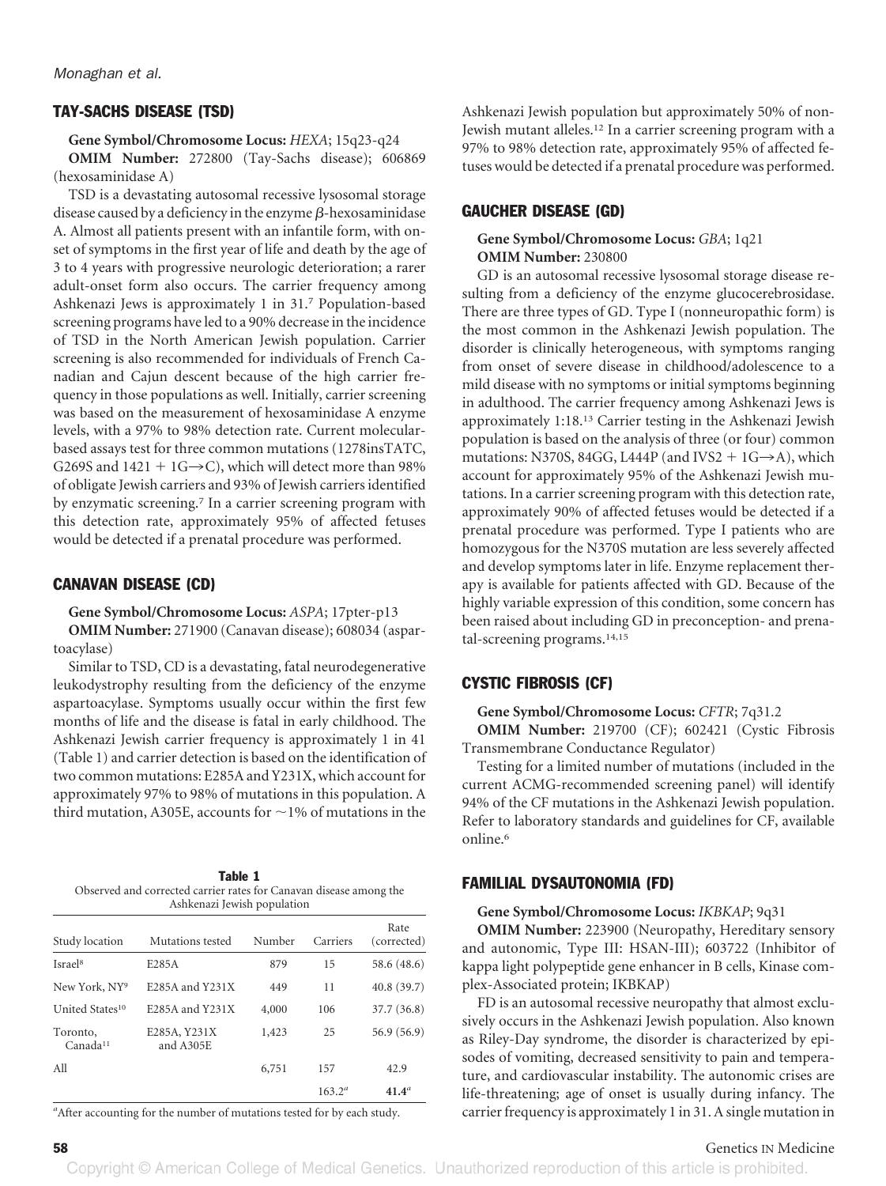## TAY-SACHS DISEASE (TSD)

**Gene Symbol/Chromosome Locus:** *HEXA*; 15q23-q24

**OMIM Number:** 272800 (Tay-Sachs disease); 606869 (hexosaminidase A)

TSD is a devastating autosomal recessive lysosomal storage disease caused by a deficiency in the enzyme $\beta$-hexosaminidase A. Almost all patients present with an infantile form, with onset of symptoms in the first year of life and death by the age of 3 to 4 years with progressive neurologic deterioration; a rarer adult-onset form also occurs. The carrier frequency among Ashkenazi Jews is approximately 1 in 31.[7] Population-based screening programs have led to a 90% decrease in the incidence of TSD in the North American Jewish population. Carrier screening is also recommended for individuals of French Canadian and Cajun descent because of the high carrier frequency in those populations as well. Initially, carrier screening was based on the measurement of hexosaminidase A enzyme levels, with a 97% to 98% detection rate. Current molecular-based assays test for three common mutations (1278insTATC, G269S and 1421 + 1G→C), which will detect more than 98% of obligate Jewish carriers and 93% of Jewish carriers identified by enzymatic screening.[7] In a carrier screening program with this detection rate, approximately 95% of affected fetuses would be detected if a prenatal procedure was performed.

## CANAVAN DISEASE (CD)

**Gene Symbol/Chromosome Locus:** *ASPA*; 17pter-p13

**OMIM Number:** 271900 (Canavan disease); 608034 (aspartoacylase)

Similar to TSD, CD is a devastating, fatal neurodegenerative leukodystrophy resulting from the deficiency of the enzyme aspartoacylase. Symptoms usually occur within the first few months of life and the disease is fatal in early childhood. The Ashkenazi Jewish carrier frequency is approximately 1 in 41 (Table 1) and carrier detection is based on the identification of two common mutations: E285A and Y231X, which account for approximately 97% to 98% of mutations in this population. A third mutation, A305E, accounts for ~1% of mutations in the Ashkenazi Jewish population but approximately 50% of non-Jewish mutant alleles.[12] In a carrier screening program with a 97% to 98% detection rate, approximately 95% of affected fetuses would be detected if a prenatal procedure was performed.

**Table 1**
Observed and corrected carrier rates for Canavan disease among the Ashkenazi Jewish population

| Study location | Mutations tested | Number | Carriers | Rate (corrected) |
|---|---|---|---|---|
| Israel[8] | E285A | 879 | 15 | 58.6 (48.6) |
| New York, NY[9] | E285A and Y231X | 449 | 11 | 40.8 (39.7) |
| United States[10] | E285A and Y231X | 4,000 | 106 | 37.7 (36.8) |
| Toronto, Canada[11] | E285A, Y231X and A305E | 1,423 | 25 | 56.9 (56.9) |
| All | | 6,751 | 157 | 42.9 |
| | | | 163.2[a] | **41.4**[a] |

[a]After accounting for the number of mutations tested for by each study.

## GAUCHER DISEASE (GD)

**Gene Symbol/Chromosome Locus:** *GBA*; 1q21

**OMIM Number:** 230800

GD is an autosomal recessive lysosomal storage disease resulting from a deficiency of the enzyme glucocerebrosidase. There are three types of GD. Type I (nonneuropathic form) is the most common in the Ashkenazi Jewish population. The disorder is clinically heterogeneous, with symptoms ranging from onset of severe disease in childhood/adolescence to a mild disease with no symptoms or initial symptoms beginning in adulthood. The carrier frequency among Ashkenazi Jews is approximately 1:18.[13] Carrier testing in the Ashkenazi Jewish population is based on the analysis of three (or four) common mutations: N370S, 84GG, L444P (and IVS2 + 1G→A), which account for approximately 95% of the Ashkenazi Jewish mutations. In a carrier screening program with this detection rate, approximately 90% of affected fetuses would be detected if a prenatal procedure was performed. Type I patients who are homozygous for the N370S mutation are less severely affected and develop symptoms later in life. Enzyme replacement therapy is available for patients affected with GD. Because of the highly variable expression of this condition, some concern has been raised about including GD in preconception- and prenatal-screening programs.[14,15]

## CYSTIC FIBROSIS (CF)

**Gene Symbol/Chromosome Locus:** *CFTR*; 7q31.2

**OMIM Number:** 219700 (CF); 602421 (Cystic Fibrosis Transmembrane Conductance Regulator)

Testing for a limited number of mutations (included in the current ACMG-recommended screening panel) will identify 94% of the CF mutations in the Ashkenazi Jewish population. Refer to laboratory standards and guidelines for CF, available online.[6]

## FAMILIAL DYSAUTONOMIA (FD)

**Gene Symbol/Chromosome Locus:** *IKBKAP*; 9q31

**OMIM Number:** 223900 (Neuropathy, Hereditary sensory and autonomic, Type III: HSAN-III); 603722 (Inhibitor of kappa light polypeptide gene enhancer in B cells, Kinase complex-Associated protein; IKBKAP)

FD is an autosomal recessive neuropathy that almost exclusively occurs in the Ashkenazi Jewish population. Also known as Riley-Day syndrome, the disorder is characterized by episodes of vomiting, decreased sensitivity to pain and temperature, and cardiovascular instability. The autonomic crises are life-threatening; age of onset is usually during infancy. The carrier frequency is approximately 1 in 31. A single mutation in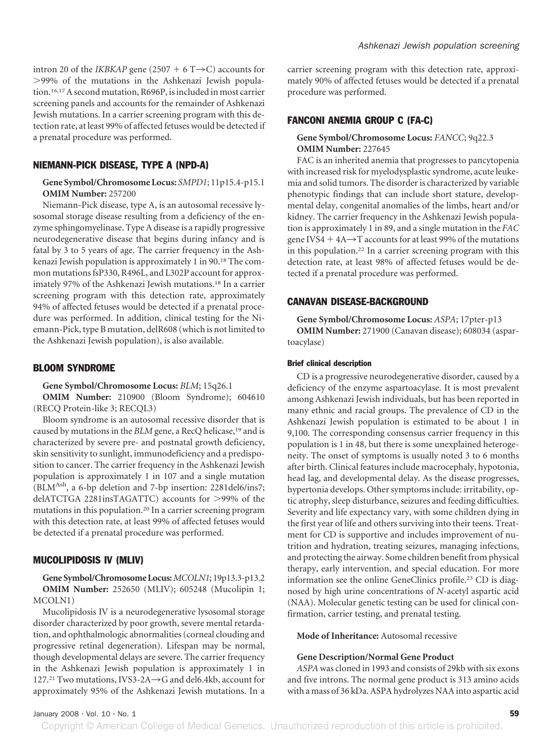intron 20 of the *IKBKAP* gene (2507 + 6 T→C) accounts for >99% of the mutations in the Ashkenazi Jewish population.[16,17] A second mutation, R696P, is included in most carrier screening panels and accounts for the remainder of Ashkenazi Jewish mutations. In a carrier screening program with this detection rate, at least 99% of affected fetuses would be detected if a prenatal procedure was performed.

## NIEMANN-PICK DISEASE, TYPE A (NPD-A)

**Gene Symbol/Chromosome Locus:** *SMPD1*; 11p15.4-p15.1
**OMIM Number:** 257200

Niemann-Pick disease, type A, is an autosomal recessive lysosomal storage disease resulting from a deficiency of the enzyme sphingomyelinase. Type A disease is a rapidly progressive neurodegenerative disease that begins during infancy and is fatal by 3 to 5 years of age. The carrier frequency in the Ashkenazi Jewish population is approximately 1 in 90.[18] The common mutations fsP330, R496L, and L302P account for approximately 97% of the Ashkenazi Jewish mutations.[18] In a carrier screening program with this detection rate, approximately 94% of affected fetuses would be detected if a prenatal procedure was performed. In addition, clinical testing for the Niemann-Pick, type B mutation, delR608 (which is not limited to the Ashkenazi Jewish population), is also available.

## BLOOM SYNDROME

**Gene Symbol/Chromosome Locus:** *BLM*; 15q26.1
**OMIM Number:** 210900 (Bloom Syndrome); 604610 (RECQ Protein-like 3; RECQL3)

Bloom syndrome is an autosomal recessive disorder that is caused by mutations in the *BLM* gene, a RecQ helicase,[19] and is characterized by severe pre- and postnatal growth deficiency, skin sensitivity to sunlight, immunodeficiency and a predisposition to cancer. The carrier frequency in the Ashkenazi Jewish population is approximately 1 in 107 and a single mutation ($BLM^{Ash}$, a 6-bp deletion and 7-bp insertion: 2281del6/ins7; delATCTGA 2281insTAGATTC) accounts for >99% of the mutations in this population.[20] In a carrier screening program with this detection rate, at least 99% of affected fetuses would be detected if a prenatal procedure was performed.

## MUCOLIPIDOSIS IV (MLIV)

**Gene Symbol/Chromosome Locus:** *MCOLN1*; 19p13.3-p13.2
**OMIM Number:** 252650 (MLIV); 605248 (Mucolipin 1; MCOLN1)

Mucolipidosis IV is a neurodegenerative lysosomal storage disorder characterized by poor growth, severe mental retardation, and ophthalmologic abnormalities (corneal clouding and progressive retinal degeneration). Lifespan may be normal, though developmental delays are severe. The carrier frequency in the Ashkenazi Jewish population is approximately 1 in 127.[21] Two mutations, IVS3-2A→G and del6.4kb, account for approximately 95% of the Ashkenazi Jewish mutations. In a carrier screening program with this detection rate, approximately 90% of affected fetuses would be detected if a prenatal procedure was performed.

## FANCONI ANEMIA GROUP C (FA-C)

**Gene Symbol/Chromosome Locus:** *FANCC*; 9q22.3
**OMIM Number:** 227645

FAC is an inherited anemia that progresses to pancytopenia with increased risk for myelodysplastic syndrome, acute leukemia and solid tumors. The disorder is characterized by variable phenotypic findings that can include short stature, developmental delay, congenital anomalies of the limbs, heart and/or kidney. The carrier frequency in the Ashkenazi Jewish population is approximately 1 in 89, and a single mutation in the *FAC* gene IVS4 + 4A→T accounts for at least 99% of the mutations in this population.[22] In a carrier screening program with this detection rate, at least 98% of affected fetuses would be detected if a prenatal procedure was performed.

## CANAVAN DISEASE-BACKGROUND

**Gene Symbol/Chromosome Locus:** *ASPA*; 17pter-p13
**OMIM Number:** 271900 (Canavan disease); 608034 (aspartoacylase)

### Brief clinical description

CD is a progressive neurodegenerative disorder, caused by a deficiency of the enzyme aspartoacylase. It is most prevalent among Ashkenazi Jewish individuals, but has been reported in many ethnic and racial groups. The prevalence of CD in the Ashkenazi Jewish population is estimated to be about 1 in 9,100. The corresponding consensus carrier frequency in this population is 1 in 48, but there is some unexplained heterogeneity. The onset of symptoms is usually noted 3 to 6 months after birth. Clinical features include macrocephaly, hypotonia, head lag, and developmental delay. As the disease progresses, hypertonia develops. Other symptoms include: irritability, optic atrophy, sleep disturbance, seizures and feeding difficulties. Severity and life expectancy vary, with some children dying in the first year of life and others surviving into their teens. Treatment for CD is supportive and includes improvement of nutrition and hydration, treating seizures, managing infections, and protecting the airway. Some children benefit from physical therapy, early intervention, and special education. For more information see the online GeneClinics profile.[23] CD is diagnosed by high urine concentrations of *N*-acetyl aspartic acid (NAA). Molecular genetic testing can be used for clinical confirmation, carrier testing, and prenatal testing.

**Mode of Inheritance:** Autosomal recessive

**Gene Description/Normal Gene Product**

*ASPA* was cloned in 1993 and consists of 29kb with six exons and five introns. The normal gene product is 313 amino acids with a mass of 36 kDa. ASPA hydrolyzes NAA into aspartic acid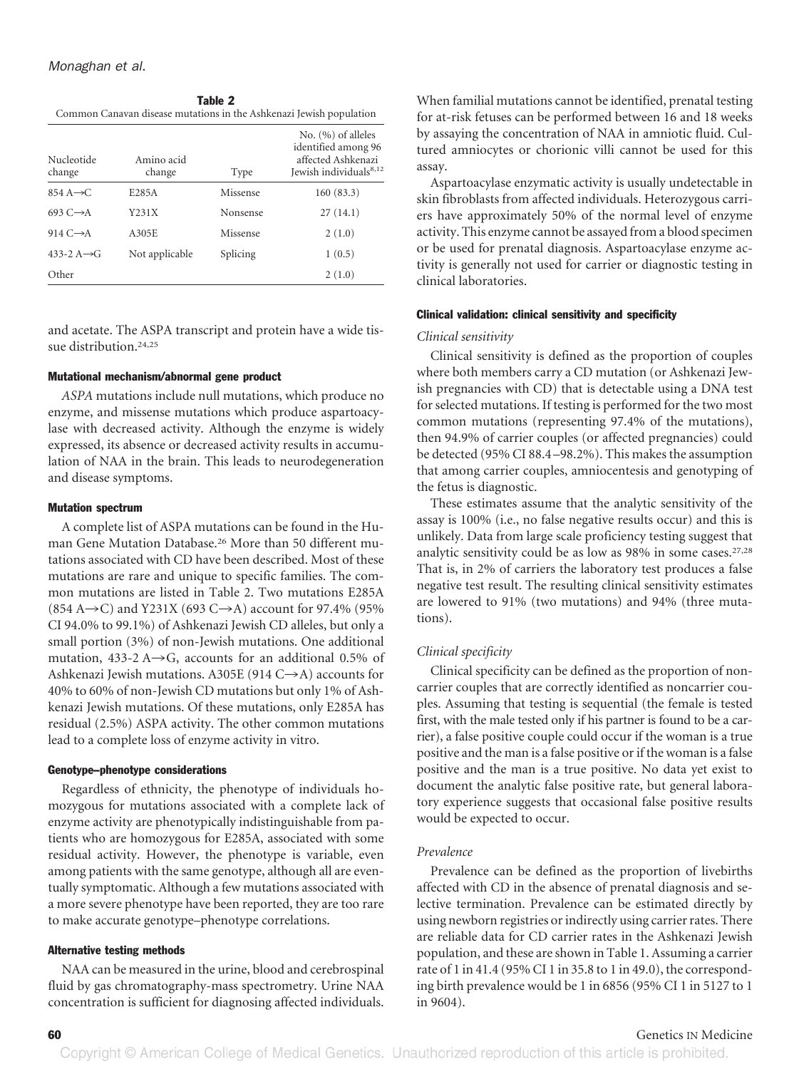**Table 2**
Common Canavan disease mutations in the Ashkenazi Jewish population

| Nucleotide change | Amino acid change | Type | No. (%) of alleles identified among 96 affected Ashkenazi Jewish individuals[8,12] |
|---|---|---|---|
| 854 A→C | E285A | Missense | 160 (83.3) |
| 693 C→A | Y231X | Nonsense | 27 (14.1) |
| 914 C→A | A305E | Missense | 2 (1.0) |
| 433-2 A→G | Not applicable | Splicing | 1 (0.5) |
| Other | | | 2 (1.0) |

and acetate. The ASPA transcript and protein have a wide tissue distribution.[24,25]

#### Mutational mechanism/abnormal gene product

*ASPA* mutations include null mutations, which produce no enzyme, and missense mutations which produce aspartoacylase with decreased activity. Although the enzyme is widely expressed, its absence or decreased activity results in accumulation of NAA in the brain. This leads to neurodegeneration and disease symptoms.

#### Mutation spectrum

A complete list of ASPA mutations can be found in the Human Gene Mutation Database.[26] More than 50 different mutations associated with CD have been described. Most of these mutations are rare and unique to specific families. The common mutations are listed in Table 2. Two mutations E285A (854 A→C) and Y231X (693 C→A) account for 97.4% (95% CI 94.0% to 99.1%) of Ashkenazi Jewish CD alleles, but only a small portion (3%) of non-Jewish mutations. One additional mutation, 433-2 A→G, accounts for an additional 0.5% of Ashkenazi Jewish mutations. A305E (914 C→A) accounts for 40% to 60% of non-Jewish CD mutations but only 1% of Ashkenazi Jewish mutations. Of these mutations, only E285A has residual (2.5%) ASPA activity. The other common mutations lead to a complete loss of enzyme activity in vitro.

#### Genotype–phenotype considerations

Regardless of ethnicity, the phenotype of individuals homozygous for mutations associated with a complete lack of enzyme activity are phenotypically indistinguishable from patients who are homozygous for E285A, associated with some residual activity. However, the phenotype is variable, even among patients with the same genotype, although all are eventually symptomatic. Although a few mutations associated with a more severe phenotype have been reported, they are too rare to make accurate genotype–phenotype correlations.

#### Alternative testing methods

NAA can be measured in the urine, blood and cerebrospinal fluid by gas chromatography-mass spectrometry. Urine NAA concentration is sufficient for diagnosing affected individuals. When familial mutations cannot be identified, prenatal testing for at-risk fetuses can be performed between 16 and 18 weeks by assaying the concentration of NAA in amniotic fluid. Cultured amniocytes or chorionic villi cannot be used for this assay.

Aspartoacylase enzymatic activity is usually undetectable in skin fibroblasts from affected individuals. Heterozygous carriers have approximately 50% of the normal level of enzyme activity. This enzyme cannot be assayed from a blood specimen or be used for prenatal diagnosis. Aspartoacylase enzyme activity is generally not used for carrier or diagnostic testing in clinical laboratories.

#### Clinical validation: clinical sensitivity and specificity

*Clinical sensitivity*

Clinical sensitivity is defined as the proportion of couples where both members carry a CD mutation (or Ashkenazi Jewish pregnancies with CD) that is detectable using a DNA test for selected mutations. If testing is performed for the two most common mutations (representing 97.4% of the mutations), then 94.9% of carrier couples (or affected pregnancies) could be detected (95% CI 88.4–98.2%). This makes the assumption that among carrier couples, amniocentesis and genotyping of the fetus is diagnostic.

These estimates assume that the analytic sensitivity of the assay is 100% (i.e., no false negative results occur) and this is unlikely. Data from large scale proficiency testing suggest that analytic sensitivity could be as low as 98% in some cases.[27,28] That is, in 2% of carriers the laboratory test produces a false negative test result. The resulting clinical sensitivity estimates are lowered to 91% (two mutations) and 94% (three mutations).

*Clinical specificity*

Clinical specificity can be defined as the proportion of noncarrier couples that are correctly identified as noncarrier couples. Assuming that testing is sequential (the female is tested first, with the male tested only if his partner is found to be a carrier), a false positive couple could occur if the woman is a true positive and the man is a false positive or if the woman is a false positive and the man is a true positive. No data yet exist to document the analytic false positive rate, but general laboratory experience suggests that occasional false positive results would be expected to occur.

*Prevalence*

Prevalence can be defined as the proportion of livebirths affected with CD in the absence of prenatal diagnosis and selective termination. Prevalence can be estimated directly by using newborn registries or indirectly using carrier rates. There are reliable data for CD carrier rates in the Ashkenazi Jewish population, and these are shown in Table 1. Assuming a carrier rate of 1 in 41.4 (95% CI 1 in 35.8 to 1 in 49.0), the corresponding birth prevalence would be 1 in 6856 (95% CI 1 in 5127 to 1 in 9604).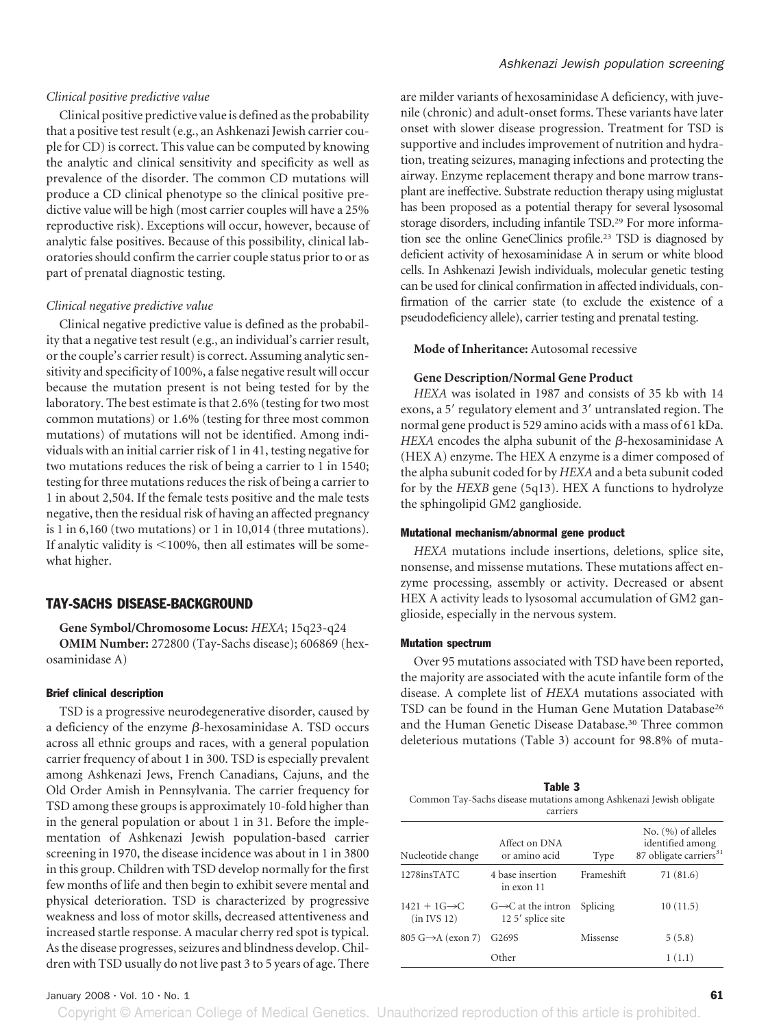*Clinical positive predictive value*

Clinical positive predictive value is defined as the probability that a positive test result (e.g., an Ashkenazi Jewish carrier couple for CD) is correct. This value can be computed by knowing the analytic and clinical sensitivity and specificity as well as prevalence of the disorder. The common CD mutations will produce a CD clinical phenotype so the clinical positive predictive value will be high (most carrier couples will have a 25% reproductive risk). Exceptions will occur, however, because of analytic false positives. Because of this possibility, clinical laboratories should confirm the carrier couple status prior to or as part of prenatal diagnostic testing.

*Clinical negative predictive value*

Clinical negative predictive value is defined as the probability that a negative test result (e.g., an individual's carrier result, or the couple's carrier result) is correct. Assuming analytic sensitivity and specificity of 100%, a false negative result will occur because the mutation present is not being tested for by the laboratory. The best estimate is that 2.6% (testing for two most common mutations) or 1.6% (testing for three most common mutations) of mutations will not be identified. Among individuals with an initial carrier risk of 1 in 41, testing negative for two mutations reduces the risk of being a carrier to 1 in 1540; testing for three mutations reduces the risk of being a carrier to 1 in about 2,504. If the female tests positive and the male tests negative, then the residual risk of having an affected pregnancy is 1 in 6,160 (two mutations) or 1 in 10,014 (three mutations). If analytic validity is <100%, then all estimates will be somewhat higher.

## TAY-SACHS DISEASE-BACKGROUND

**Gene Symbol/Chromosome Locus:** *HEXA*; 15q23-q24

**OMIM Number:** 272800 (Tay-Sachs disease); 606869 (hexosaminidase A)

### Brief clinical description

TSD is a progressive neurodegenerative disorder, caused by a deficiency of the enzyme β-hexosaminidase A. TSD occurs across all ethnic groups and races, with a general population carrier frequency of about 1 in 300. TSD is especially prevalent among Ashkenazi Jews, French Canadians, Cajuns, and the Old Order Amish in Pennsylvania. The carrier frequency for TSD among these groups is approximately 10-fold higher than in the general population or about 1 in 31. Before the implementation of Ashkenazi Jewish population-based carrier screening in 1970, the disease incidence was about in 1 in 3800 in this group. Children with TSD develop normally for the first few months of life and then begin to exhibit severe mental and physical deterioration. TSD is characterized by progressive weakness and loss of motor skills, decreased attentiveness and increased startle response. A macular cherry red spot is typical. As the disease progresses, seizures and blindness develop. Children with TSD usually do not live past 3 to 5 years of age. There are milder variants of hexosaminidase A deficiency, with juvenile (chronic) and adult-onset forms. These variants have later onset with slower disease progression. Treatment for TSD is supportive and includes improvement of nutrition and hydration, treating seizures, managing infections and protecting the airway. Enzyme replacement therapy and bone marrow transplant are ineffective. Substrate reduction therapy using miglustat has been proposed as a potential therapy for several lysosomal storage disorders, including infantile TSD.[29] For more information see the online GeneClinics profile.[23] TSD is diagnosed by deficient activity of hexosaminidase A in serum or white blood cells. In Ashkenazi Jewish individuals, molecular genetic testing can be used for clinical confirmation in affected individuals, confirmation of the carrier state (to exclude the existence of a pseudodeficiency allele), carrier testing and prenatal testing.

**Mode of Inheritance:** Autosomal recessive

**Gene Description/Normal Gene Product**

*HEXA* was isolated in 1987 and consists of 35 kb with 14 exons, a 5′ regulatory element and 3′ untranslated region. The normal gene product is 529 amino acids with a mass of 61 kDa. *HEXA* encodes the alpha subunit of the β-hexosaminidase A (HEX A) enzyme. The HEX A enzyme is a dimer composed of the alpha subunit coded for by *HEXA* and a beta subunit coded for by the *HEXB* gene (5q13). HEX A functions to hydrolyze the sphingolipid GM2 ganglioside.

### Mutational mechanism/abnormal gene product

*HEXA* mutations include insertions, deletions, splice site, nonsense, and missense mutations. These mutations affect enzyme processing, assembly or activity. Decreased or absent HEX A activity leads to lysosomal accumulation of GM2 ganglioside, especially in the nervous system.

### Mutation spectrum

Over 95 mutations associated with TSD have been reported, the majority are associated with the acute infantile form of the disease. A complete list of *HEXA* mutations associated with TSD can be found in the Human Gene Mutation Database[26] and the Human Genetic Disease Database.[30] Three common deleterious mutations (Table 3) account for 98.8% of muta-

**Table 3**
Common Tay-Sachs disease mutations among Ashkenazi Jewish obligate carriers

| Nucleotide change | Affect on DNA or amino acid | Type | No. (%) of alleles identified among 87 obligate carriers[31] |
|---|---|---|---|
| 1278insTATC | 4 base insertion in exon 11 | Frameshift | 71 (81.6) |
| 1421 + 1G→C (in IVS 12) | G→C at the intron 12 5′ splice site | Splicing | 10 (11.5) |
| 805 G→A (exon 7) | G269S | Missense | 5 (5.8) |
| | Other | | 1 (1.1) |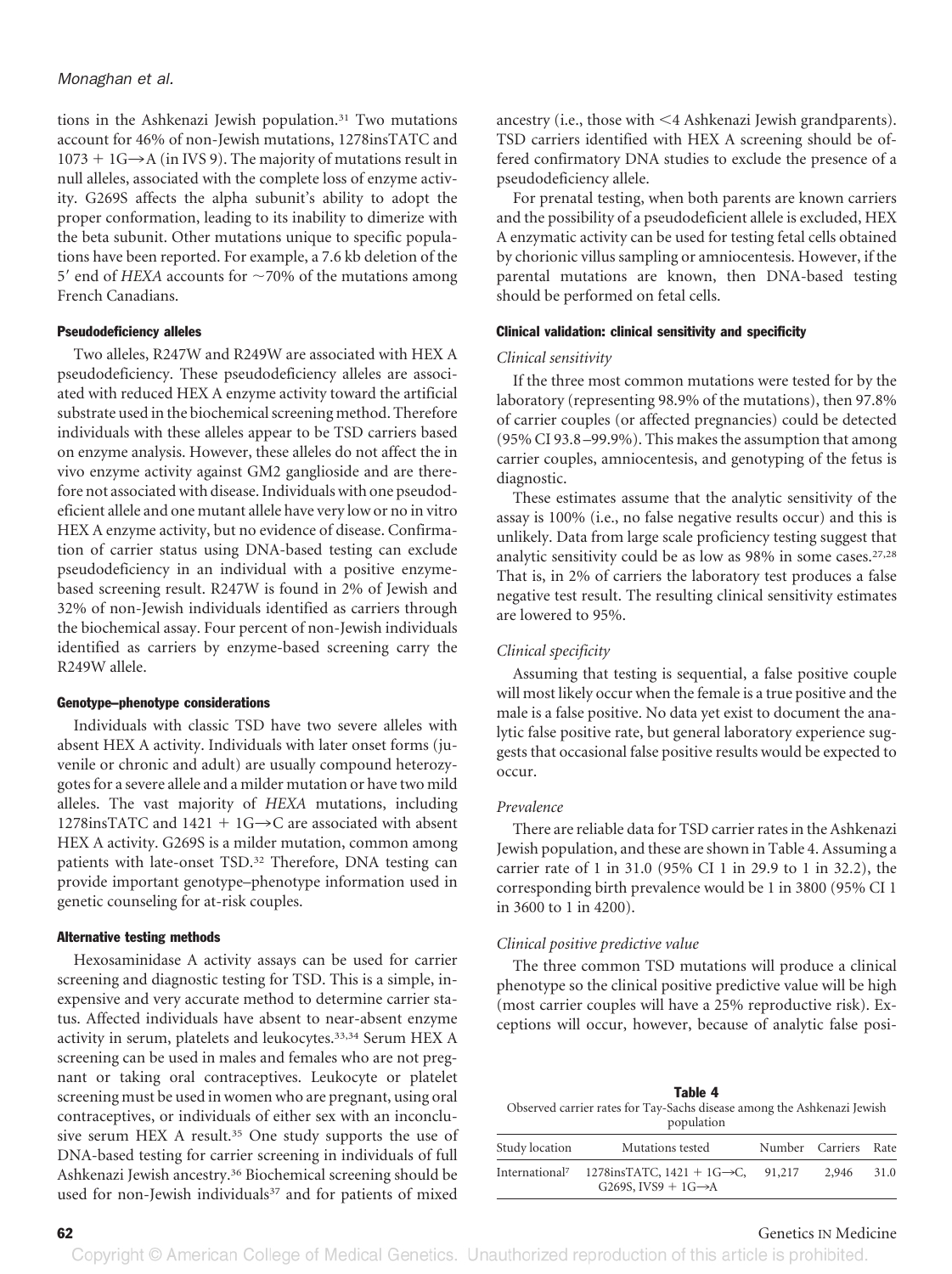tions in the Ashkenazi Jewish population.[31] Two mutations account for 46% of non-Jewish mutations, 1278insTATC and 1073 + 1G→A (in IVS 9). The majority of mutations result in null alleles, associated with the complete loss of enzyme activity. G269S affects the alpha subunit's ability to adopt the proper conformation, leading to its inability to dimerize with the beta subunit. Other mutations unique to specific populations have been reported. For example, a 7.6 kb deletion of the 5′ end of *HEXA* accounts for ~70% of the mutations among French Canadians.

#### Pseudodeficiency alleles

Two alleles, R247W and R249W are associated with HEX A pseudodeficiency. These pseudodeficiency alleles are associated with reduced HEX A enzyme activity toward the artificial substrate used in the biochemical screening method. Therefore individuals with these alleles appear to be TSD carriers based on enzyme analysis. However, these alleles do not affect the in vivo enzyme activity against GM2 ganglioside and are therefore not associated with disease. Individuals with one pseudodeficient allele and one mutant allele have very low or no in vitro HEX A enzyme activity, but no evidence of disease. Confirmation of carrier status using DNA-based testing can exclude pseudodeficiency in an individual with a positive enzyme-based screening result. R247W is found in 2% of Jewish and 32% of non-Jewish individuals identified as carriers through the biochemical assay. Four percent of non-Jewish individuals identified as carriers by enzyme-based screening carry the R249W allele.

#### Genotype–phenotype considerations

Individuals with classic TSD have two severe alleles with absent HEX A activity. Individuals with later onset forms (juvenile or chronic and adult) are usually compound heterozygotes for a severe allele and a milder mutation or have two mild alleles. The vast majority of *HEXA* mutations, including 1278insTATC and 1421 + 1G→C are associated with absent HEX A activity. G269S is a milder mutation, common among patients with late-onset TSD.[32] Therefore, DNA testing can provide important genotype–phenotype information used in genetic counseling for at-risk couples.

#### Alternative testing methods

Hexosaminidase A activity assays can be used for carrier screening and diagnostic testing for TSD. This is a simple, inexpensive and very accurate method to determine carrier status. Affected individuals have absent to near-absent enzyme activity in serum, platelets and leukocytes.[33,34] Serum HEX A screening can be used in males and females who are not pregnant or taking oral contraceptives. Leukocyte or platelet screening must be used in women who are pregnant, using oral contraceptives, or individuals of either sex with an inconclusive serum HEX A result.[35] One study supports the use of DNA-based testing for carrier screening in individuals of full Ashkenazi Jewish ancestry.[36] Biochemical screening should be used for non-Jewish individuals[37] and for patients of mixed ancestry (i.e., those with <4 Ashkenazi Jewish grandparents). TSD carriers identified with HEX A screening should be offered confirmatory DNA studies to exclude the presence of a pseudodeficiency allele.

For prenatal testing, when both parents are known carriers and the possibility of a pseudodeficient allele is excluded, HEX A enzymatic activity can be used for testing fetal cells obtained by chorionic villus sampling or amniocentesis. However, if the parental mutations are known, then DNA-based testing should be performed on fetal cells.

#### Clinical validation: clinical sensitivity and specificity

*Clinical sensitivity*

If the three most common mutations were tested for by the laboratory (representing 98.9% of the mutations), then 97.8% of carrier couples (or affected pregnancies) could be detected (95% CI 93.8–99.9%). This makes the assumption that among carrier couples, amniocentesis, and genotyping of the fetus is diagnostic.

These estimates assume that the analytic sensitivity of the assay is 100% (i.e., no false negative results occur) and this is unlikely. Data from large scale proficiency testing suggest that analytic sensitivity could be as low as 98% in some cases.[27,28] That is, in 2% of carriers the laboratory test produces a false negative test result. The resulting clinical sensitivity estimates are lowered to 95%.

*Clinical specificity*

Assuming that testing is sequential, a false positive couple will most likely occur when the female is a true positive and the male is a false positive. No data yet exist to document the analytic false positive rate, but general laboratory experience suggests that occasional false positive results would be expected to occur.

*Prevalence*

There are reliable data for TSD carrier rates in the Ashkenazi Jewish population, and these are shown in Table 4. Assuming a carrier rate of 1 in 31.0 (95% CI 1 in 29.9 to 1 in 32.2), the corresponding birth prevalence would be 1 in 3800 (95% CI 1 in 3600 to 1 in 4200).

*Clinical positive predictive value*

The three common TSD mutations will produce a clinical phenotype so the clinical positive predictive value will be high (most carrier couples will have a 25% reproductive risk). Exceptions will occur, however, because of analytic false posi-

**Table 4**
Observed carrier rates for Tay-Sachs disease among the Ashkenazi Jewish population

| Study location | Mutations tested | Number | Carriers | Rate |
|---|---|---|---|---|
| International[7] | 1278insTATC, 1421 + 1G→C, G269S, IVS9 + 1G→A | 91,217 | 2,946 | 31.0 |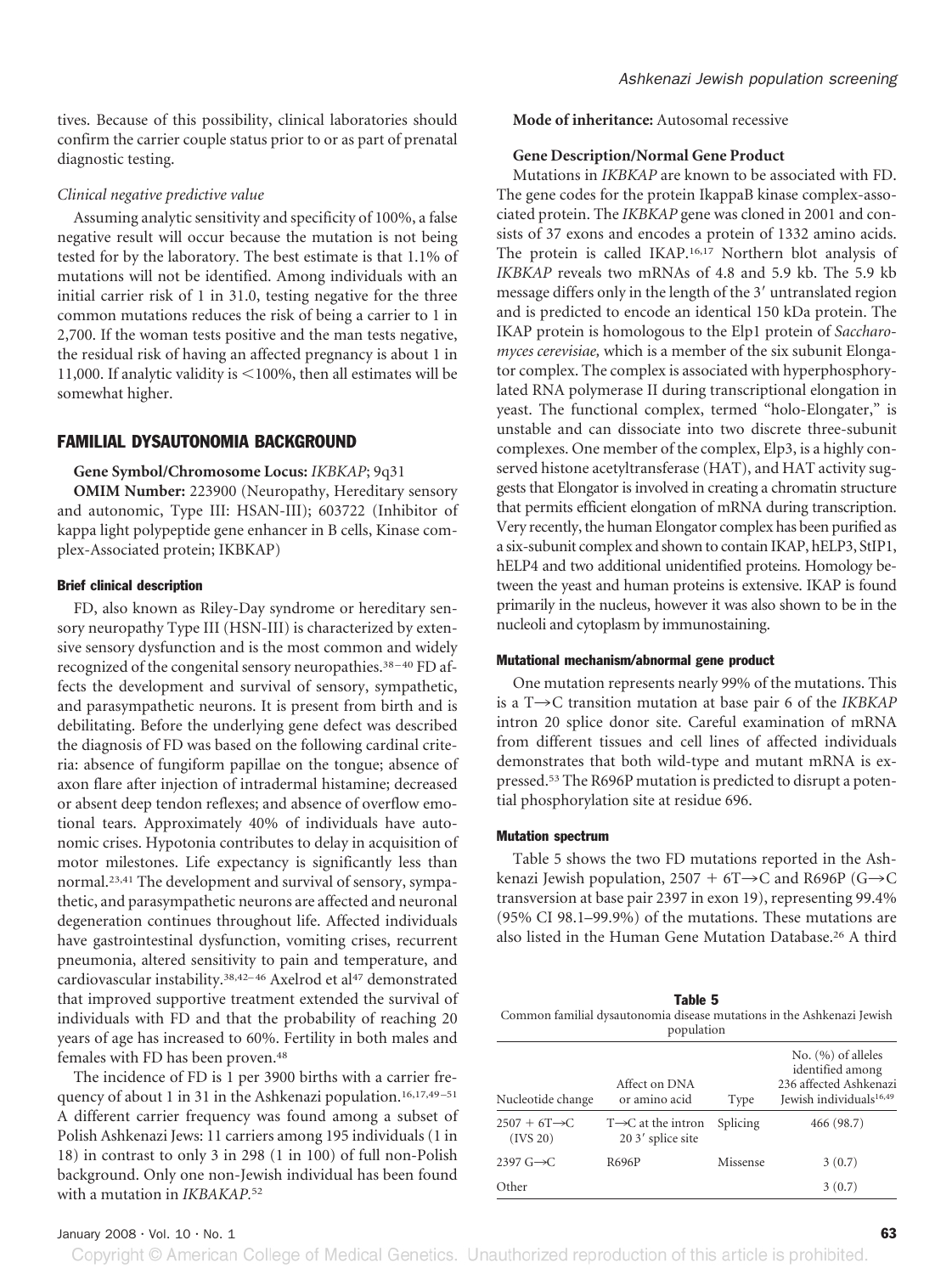tives. Because of this possibility, clinical laboratories should confirm the carrier couple status prior to or as part of prenatal diagnostic testing.

*Clinical negative predictive value*

Assuming analytic sensitivity and specificity of 100%, a false negative result will occur because the mutation is not being tested for by the laboratory. The best estimate is that 1.1% of mutations will not be identified. Among individuals with an initial carrier risk of 1 in 31.0, testing negative for the three common mutations reduces the risk of being a carrier to 1 in 2,700. If the woman tests positive and the man tests negative, the residual risk of having an affected pregnancy is about 1 in 11,000. If analytic validity is <100%, then all estimates will be somewhat higher.

## FAMILIAL DYSAUTONOMIA BACKGROUND

**Gene Symbol/Chromosome Locus:** *IKBKAP*; 9q31

**OMIM Number:** 223900 (Neuropathy, Hereditary sensory and autonomic, Type III: HSAN-III); 603722 (Inhibitor of kappa light polypeptide gene enhancer in B cells, Kinase complex-Associated protein; IKBKAP)

### Brief clinical description

FD, also known as Riley-Day syndrome or hereditary sensory neuropathy Type III (HSN-III) is characterized by extensive sensory dysfunction and is the most common and widely recognized of the congenital sensory neuropathies.[38–40] FD affects the development and survival of sensory, sympathetic, and parasympathetic neurons. It is present from birth and is debilitating. Before the underlying gene defect was described the diagnosis of FD was based on the following cardinal criteria: absence of fungiform papillae on the tongue; absence of axon flare after injection of intradermal histamine; decreased or absent deep tendon reflexes; and absence of overflow emotional tears. Approximately 40% of individuals have autonomic crises. Hypotonia contributes to delay in acquisition of motor milestones. Life expectancy is significantly less than normal.[23,41] The development and survival of sensory, sympathetic, and parasympathetic neurons are affected and neuronal degeneration continues throughout life. Affected individuals have gastrointestinal dysfunction, vomiting crises, recurrent pneumonia, altered sensitivity to pain and temperature, and cardiovascular instability.[38,42–46] Axelrod et al[47] demonstrated that improved supportive treatment extended the survival of individuals with FD and that the probability of reaching 20 years of age has increased to 60%. Fertility in both males and females with FD has been proven.[48]

The incidence of FD is 1 per 3900 births with a carrier frequency of about 1 in 31 in the Ashkenazi population.[16,17,49–51] A different carrier frequency was found among a subset of Polish Ashkenazi Jews: 11 carriers among 195 individuals (1 in 18) in contrast to only 3 in 298 (1 in 100) of full non-Polish background. Only one non-Jewish individual has been found with a mutation in *IKBAKAP*.[52]

**Mode of inheritance:** Autosomal recessive

**Gene Description/Normal Gene Product**

Mutations in *IKBKAP* are known to be associated with FD. The gene codes for the protein IkappaB kinase complex-associated protein. The *IKBKAP* gene was cloned in 2001 and consists of 37 exons and encodes a protein of 1332 amino acids. The protein is called IKAP.[16,17] Northern blot analysis of *IKBKAP* reveals two mRNAs of 4.8 and 5.9 kb. The 5.9 kb message differs only in the length of the 3′ untranslated region and is predicted to encode an identical 150 kDa protein. The IKAP protein is homologous to the Elp1 protein of *Saccharomyces cerevisiae,* which is a member of the six subunit Elongator complex. The complex is associated with hyperphosphorylated RNA polymerase II during transcriptional elongation in yeast. The functional complex, termed "holo-Elongater," is unstable and can dissociate into two discrete three-subunit complexes. One member of the complex, Elp3, is a highly conserved histone acetyltransferase (HAT), and HAT activity suggests that Elongator is involved in creating a chromatin structure that permits efficient elongation of mRNA during transcription. Very recently, the human Elongator complex has been purified as a six-subunit complex and shown to contain IKAP, hELP3, StIP1, hELP4 and two additional unidentified proteins. Homology between the yeast and human proteins is extensive. IKAP is found primarily in the nucleus, however it was also shown to be in the nucleoli and cytoplasm by immunostaining.

### Mutational mechanism/abnormal gene product

One mutation represents nearly 99% of the mutations. This is a T→C transition mutation at base pair 6 of the *IKBKAP* intron 20 splice donor site. Careful examination of mRNA from different tissues and cell lines of affected individuals demonstrates that both wild-type and mutant mRNA is expressed.[53] The R696P mutation is predicted to disrupt a potential phosphorylation site at residue 696.

### Mutation spectrum

Table 5 shows the two FD mutations reported in the Ashkenazi Jewish population, 2507 + 6T→C and R696P (G→C transversion at base pair 2397 in exon 19), representing 99.4% (95% CI 98.1–99.9%) of the mutations. These mutations are also listed in the Human Gene Mutation Database.[26] A third

**Table 5**
Common familial dysautonomia disease mutations in the Ashkenazi Jewish population

| Nucleotide change | Affect on DNA or amino acid | Type | No. (%) of alleles identified among 236 affected Ashkenazi Jewish individuals[16,49] |
|---|---|---|---|
| 2507 + 6T→C (IVS 20) | T→C at the intron 20 3′ splice site | Splicing | 466 (98.7) |
| 2397 G→C | R696P | Missense | 3 (0.7) |
| Other | | | 3 (0.7) |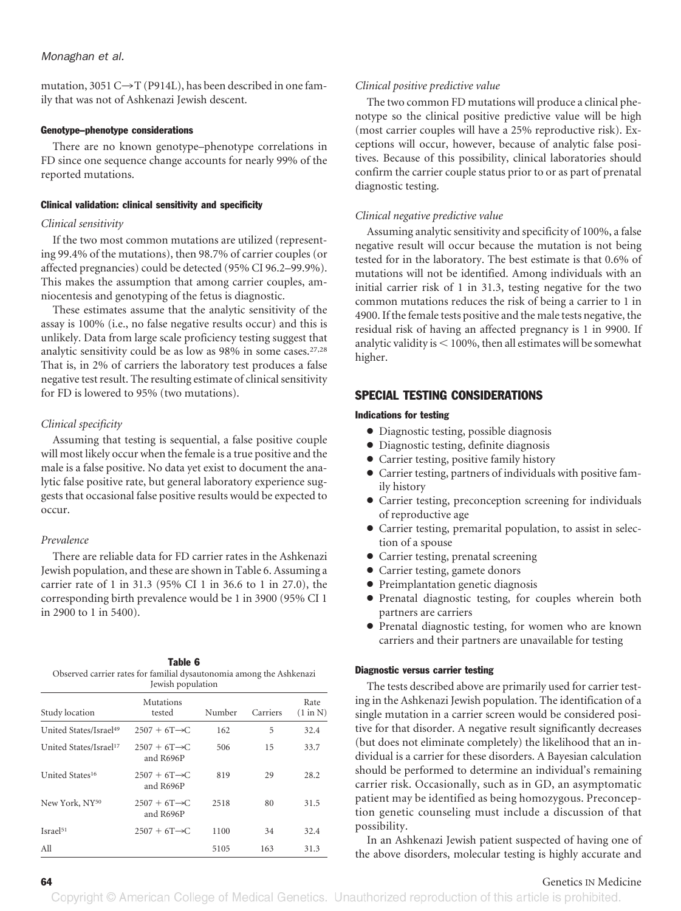mutation, 3051 C→T (P914L), has been described in one family that was not of Ashkenazi Jewish descent.

#### Genotype–phenotype considerations

There are no known genotype–phenotype correlations in FD since one sequence change accounts for nearly 99% of the reported mutations.

#### Clinical validation: clinical sensitivity and specificity

*Clinical sensitivity*

If the two most common mutations are utilized (representing 99.4% of the mutations), then 98.7% of carrier couples (or affected pregnancies) could be detected (95% CI 96.2–99.9%). This makes the assumption that among carrier couples, amniocentesis and genotyping of the fetus is diagnostic.

These estimates assume that the analytic sensitivity of the assay is 100% (i.e., no false negative results occur) and this is unlikely. Data from large scale proficiency testing suggest that analytic sensitivity could be as low as 98% in some cases.[27,28] That is, in 2% of carriers the laboratory test produces a false negative test result. The resulting estimate of clinical sensitivity for FD is lowered to 95% (two mutations).

*Clinical specificity*

Assuming that testing is sequential, a false positive couple will most likely occur when the female is a true positive and the male is a false positive. No data yet exist to document the analytic false positive rate, but general laboratory experience suggests that occasional false positive results would be expected to occur.

*Prevalence*

There are reliable data for FD carrier rates in the Ashkenazi Jewish population, and these are shown in Table 6. Assuming a carrier rate of 1 in 31.3 (95% CI 1 in 36.6 to 1 in 27.0), the corresponding birth prevalence would be 1 in 3900 (95% CI 1 in 2900 to 1 in 5400).

**Table 6**
Observed carrier rates for familial dysautonomia among the Ashkenazi Jewish population

| Study location | Mutations tested | Number | Carriers | Rate (1 in N) |
|---|---|---|---|---|
| United States/Israel[49] | 2507 + 6T→C | 162 | 5 | 32.4 |
| United States/Israel[17] | 2507 + 6T→C and R696P | 506 | 15 | 33.7 |
| United States[16] | 2507 + 6T→C and R696P | 819 | 29 | 28.2 |
| New York, NY[50] | 2507 + 6T→C and R696P | 2518 | 80 | 31.5 |
| Israel[51] | 2507 + 6T→C | 1100 | 34 | 32.4 |
| All | | 5105 | 163 | 31.3 |

*Clinical positive predictive value*

The two common FD mutations will produce a clinical phenotype so the clinical positive predictive value will be high (most carrier couples will have a 25% reproductive risk). Exceptions will occur, however, because of analytic false positives. Because of this possibility, clinical laboratories should confirm the carrier couple status prior to or as part of prenatal diagnostic testing.

*Clinical negative predictive value*

Assuming analytic sensitivity and specificity of 100%, a false negative result will occur because the mutation is not being tested for in the laboratory. The best estimate is that 0.6% of mutations will not be identified. Among individuals with an initial carrier risk of 1 in 31.3, testing negative for the two common mutations reduces the risk of being a carrier to 1 in 4900. If the female tests positive and the male tests negative, the residual risk of having an affected pregnancy is 1 in 9900. If analytic validity is < 100%, then all estimates will be somewhat higher.

## SPECIAL TESTING CONSIDERATIONS

#### Indications for testing

- Diagnostic testing, possible diagnosis
- Diagnostic testing, definite diagnosis
- Carrier testing, positive family history
- Carrier testing, partners of individuals with positive family history
- Carrier testing, preconception screening for individuals of reproductive age
- Carrier testing, premarital population, to assist in selection of a spouse
- Carrier testing, prenatal screening
- Carrier testing, gamete donors
- Preimplantation genetic diagnosis
- Prenatal diagnostic testing, for couples wherein both partners are carriers
- Prenatal diagnostic testing, for women who are known carriers and their partners are unavailable for testing

#### Diagnostic versus carrier testing

The tests described above are primarily used for carrier testing in the Ashkenazi Jewish population. The identification of a single mutation in a carrier screen would be considered positive for that disorder. A negative result significantly decreases (but does not eliminate completely) the likelihood that an individual is a carrier for these disorders. A Bayesian calculation should be performed to determine an individual's remaining carrier risk. Occasionally, such as in GD, an asymptomatic patient may be identified as being homozygous. Preconception genetic counseling must include a discussion of that possibility.

In an Ashkenazi Jewish patient suspected of having one of the above disorders, molecular testing is highly accurate and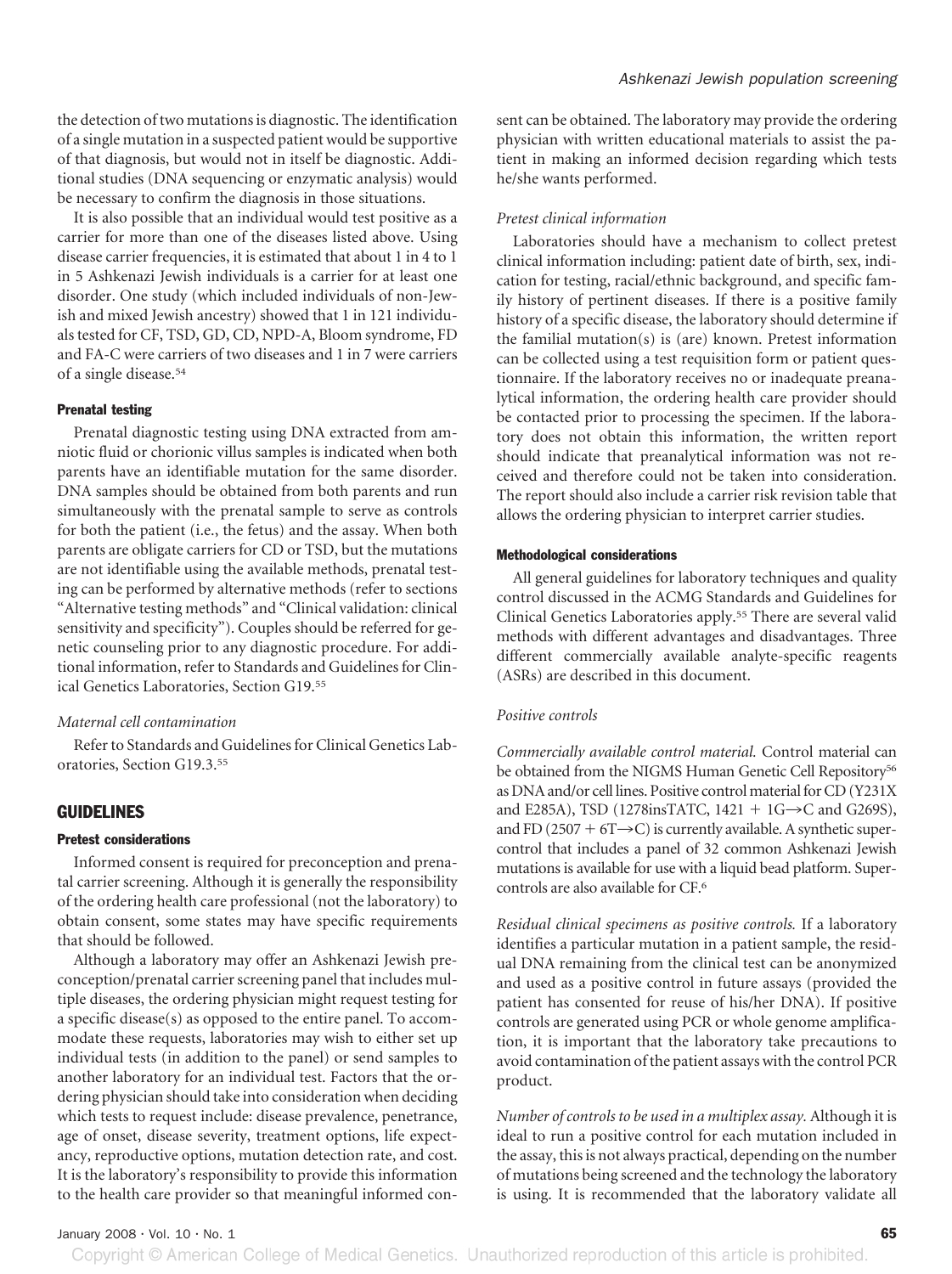the detection of two mutations is diagnostic. The identification of a single mutation in a suspected patient would be supportive of that diagnosis, but would not in itself be diagnostic. Additional studies (DNA sequencing or enzymatic analysis) would be necessary to confirm the diagnosis in those situations.

It is also possible that an individual would test positive as a carrier for more than one of the diseases listed above. Using disease carrier frequencies, it is estimated that about 1 in 4 to 1 in 5 Ashkenazi Jewish individuals is a carrier for at least one disorder. One study (which included individuals of non-Jewish and mixed Jewish ancestry) showed that 1 in 121 individuals tested for CF, TSD, GD, CD, NPD-A, Bloom syndrome, FD and FA-C were carriers of two diseases and 1 in 7 were carriers of a single disease.[54]

### Prenatal testing

Prenatal diagnostic testing using DNA extracted from amniotic fluid or chorionic villus samples is indicated when both parents have an identifiable mutation for the same disorder. DNA samples should be obtained from both parents and run simultaneously with the prenatal sample to serve as controls for both the patient (i.e., the fetus) and the assay. When both parents are obligate carriers for CD or TSD, but the mutations are not identifiable using the available methods, prenatal testing can be performed by alternative methods (refer to sections "Alternative testing methods" and "Clinical validation: clinical sensitivity and specificity"). Couples should be referred for genetic counseling prior to any diagnostic procedure. For additional information, refer to Standards and Guidelines for Clinical Genetics Laboratories, Section G19.[55]

#### *Maternal cell contamination*

Refer to Standards and Guidelines for Clinical Genetics Laboratories, Section G19.3.[55]

## GUIDELINES

### Pretest considerations

Informed consent is required for preconception and prenatal carrier screening. Although it is generally the responsibility of the ordering health care professional (not the laboratory) to obtain consent, some states may have specific requirements that should be followed.

Although a laboratory may offer an Ashkenazi Jewish preconception/prenatal carrier screening panel that includes multiple diseases, the ordering physician might request testing for a specific disease(s) as opposed to the entire panel. To accommodate these requests, laboratories may wish to either set up individual tests (in addition to the panel) or send samples to another laboratory for an individual test. Factors that the ordering physician should take into consideration when deciding which tests to request include: disease prevalence, penetrance, age of onset, disease severity, treatment options, life expectancy, reproductive options, mutation detection rate, and cost. It is the laboratory's responsibility to provide this information to the health care provider so that meaningful informed consent can be obtained. The laboratory may provide the ordering physician with written educational materials to assist the patient in making an informed decision regarding which tests he/she wants performed.

#### *Pretest clinical information*

Laboratories should have a mechanism to collect pretest clinical information including: patient date of birth, sex, indication for testing, racial/ethnic background, and specific family history of pertinent diseases. If there is a positive family history of a specific disease, the laboratory should determine if the familial mutation(s) is (are) known. Pretest information can be collected using a test requisition form or patient questionnaire. If the laboratory receives no or inadequate preanalytical information, the ordering health care provider should be contacted prior to processing the specimen. If the laboratory does not obtain this information, the written report should indicate that preanalytical information was not received and therefore could not be taken into consideration. The report should also include a carrier risk revision table that allows the ordering physician to interpret carrier studies.

### Methodological considerations

All general guidelines for laboratory techniques and quality control discussed in the ACMG Standards and Guidelines for Clinical Genetics Laboratories apply.[55] There are several valid methods with different advantages and disadvantages. Three different commercially available analyte-specific reagents (ASRs) are described in this document.

#### *Positive controls*

*Commercially available control material.* Control material can be obtained from the NIGMS Human Genetic Cell Repository[56] as DNA and/or cell lines. Positive control material for CD (Y231X and E285A), TSD (1278insTATC, 1421 + 1G→C and G269S), and FD (2507 + 6T→C) is currently available. A synthetic supercontrol that includes a panel of 32 common Ashkenazi Jewish mutations is available for use with a liquid bead platform. Supercontrols are also available for CF.[6]

*Residual clinical specimens as positive controls.* If a laboratory identifies a particular mutation in a patient sample, the residual DNA remaining from the clinical test can be anonymized and used as a positive control in future assays (provided the patient has consented for reuse of his/her DNA). If positive controls are generated using PCR or whole genome amplification, it is important that the laboratory take precautions to avoid contamination of the patient assays with the control PCR product.

*Number of controls to be used in a multiplex assay.* Although it is ideal to run a positive control for each mutation included in the assay, this is not always practical, depending on the number of mutations being screened and the technology the laboratory is using. It is recommended that the laboratory validate all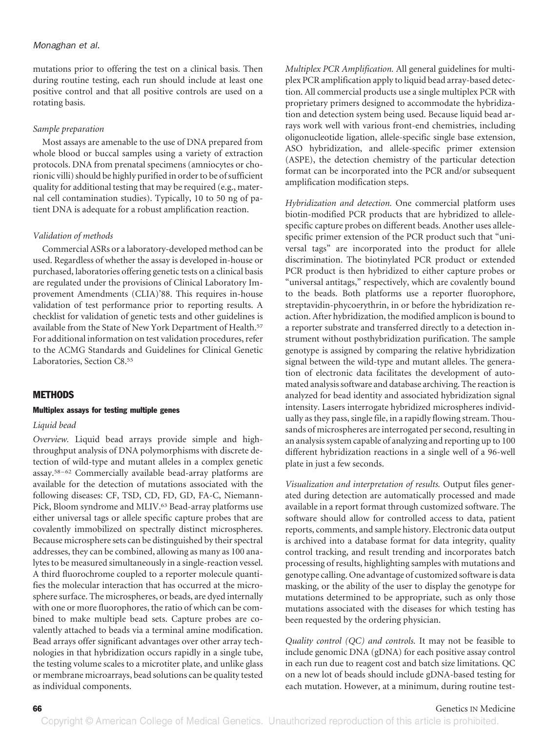mutations prior to offering the test on a clinical basis. Then during routine testing, each run should include at least one positive control and that all positive controls are used on a rotating basis.

*Sample preparation*

Most assays are amenable to the use of DNA prepared from whole blood or buccal samples using a variety of extraction protocols. DNA from prenatal specimens (amniocytes or chorionic villi) should be highly purified in order to be of sufficient quality for additional testing that may be required (e.g., maternal cell contamination studies). Typically, 10 to 50 ng of patient DNA is adequate for a robust amplification reaction.

*Validation of methods*

Commercial ASRs or a laboratory-developed method can be used. Regardless of whether the assay is developed in-house or purchased, laboratories offering genetic tests on a clinical basis are regulated under the provisions of Clinical Laboratory Improvement Amendments (CLIA)'88. This requires in-house validation of test performance prior to reporting results. A checklist for validation of genetic tests and other guidelines is available from the State of New York Department of Health.[57] For additional information on test validation procedures, refer to the ACMG Standards and Guidelines for Clinical Genetic Laboratories, Section C8.[55]

## METHODS

### Multiplex assays for testing multiple genes

*Liquid bead*

*Overview.* Liquid bead arrays provide simple and high-throughput analysis of DNA polymorphisms with discrete detection of wild-type and mutant alleles in a complex genetic assay.[58–62] Commercially available bead-array platforms are available for the detection of mutations associated with the following diseases: CF, TSD, CD, FD, GD, FA-C, Niemann-Pick, Bloom syndrome and MLIV.[63] Bead-array platforms use either universal tags or allele specific capture probes that are covalently immobilized on spectrally distinct microspheres. Because microsphere sets can be distinguished by their spectral addresses, they can be combined, allowing as many as 100 analytes to be measured simultaneously in a single-reaction vessel. A third fluorochrome coupled to a reporter molecule quantifies the molecular interaction that has occurred at the microsphere surface. The microspheres, or beads, are dyed internally with one or more fluorophores, the ratio of which can be combined to make multiple bead sets. Capture probes are covalently attached to beads via a terminal amine modification. Bead arrays offer significant advantages over other array technologies in that hybridization occurs rapidly in a single tube, the testing volume scales to a microtiter plate, and unlike glass or membrane microarrays, bead solutions can be quality tested as individual components.

*Multiplex PCR Amplification.* All general guidelines for multiplex PCR amplification apply to liquid bead array-based detection. All commercial products use a single multiplex PCR with proprietary primers designed to accommodate the hybridization and detection system being used. Because liquid bead arrays work well with various front-end chemistries, including oligonucleotide ligation, allele-specific single base extension, ASO hybridization, and allele-specific primer extension (ASPE), the detection chemistry of the particular detection format can be incorporated into the PCR and/or subsequent amplification modification steps.

*Hybridization and detection.* One commercial platform uses biotin-modified PCR products that are hybridized to allele-specific capture probes on different beads. Another uses allele-specific primer extension of the PCR product such that "universal tags" are incorporated into the product for allele discrimination. The biotinylated PCR product or extended PCR product is then hybridized to either capture probes or "universal antitags," respectively, which are covalently bound to the beads. Both platforms use a reporter fluorophore, streptavidin-phycoerythrin, in or before the hybridization reaction. After hybridization, the modified amplicon is bound to a reporter substrate and transferred directly to a detection instrument without posthybridization purification. The sample genotype is assigned by comparing the relative hybridization signal between the wild-type and mutant alleles. The generation of electronic data facilitates the development of automated analysis software and database archiving. The reaction is analyzed for bead identity and associated hybridization signal intensity. Lasers interrogate hybridized microspheres individually as they pass, single file, in a rapidly flowing stream. Thousands of microspheres are interrogated per second, resulting in an analysis system capable of analyzing and reporting up to 100 different hybridization reactions in a single well of a 96-well plate in just a few seconds.

*Visualization and interpretation of results.* Output files generated during detection are automatically processed and made available in a report format through customized software. The software should allow for controlled access to data, patient reports, comments, and sample history. Electronic data output is archived into a database format for data integrity, quality control tracking, and result trending and incorporates batch processing of results, highlighting samples with mutations and genotype calling. One advantage of customized software is data masking, or the ability of the user to display the genotype for mutations determined to be appropriate, such as only those mutations associated with the diseases for which testing has been requested by the ordering physician.

*Quality control (QC) and controls.* It may not be feasible to include genomic DNA (gDNA) for each positive assay control in each run due to reagent cost and batch size limitations. QC on a new lot of beads should include gDNA-based testing for each mutation. However, at a minimum, during routine test-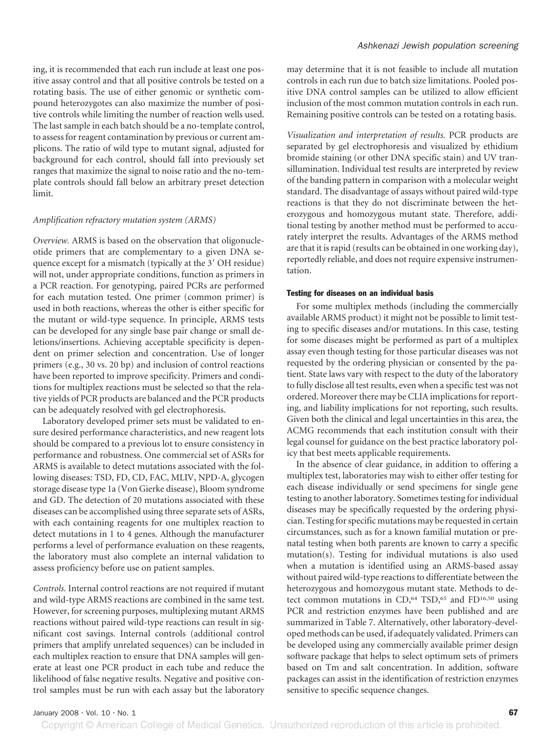ing, it is recommended that each run include at least one positive assay control and that all positive controls be tested on a rotating basis. The use of either genomic or synthetic compound heterozygotes can also maximize the number of positive controls while limiting the number of reaction wells used. The last sample in each batch should be a no-template control, to assess for reagent contamination by previous or current amplicons. The ratio of wild type to mutant signal, adjusted for background for each control, should fall into previously set ranges that maximize the signal to noise ratio and the no-template controls should fall below an arbitrary preset detection limit.

*Amplification refractory mutation system (ARMS)*

*Overview.* ARMS is based on the observation that oligonucleotide primers that are complementary to a given DNA sequence except for a mismatch (typically at the 3′ OH residue) will not, under appropriate conditions, function as primers in a PCR reaction. For genotyping, paired PCRs are performed for each mutation tested. One primer (common primer) is used in both reactions, whereas the other is either specific for the mutant or wild-type sequence. In principle, ARMS tests can be developed for any single base pair change or small deletions/insertions. Achieving acceptable specificity is dependent on primer selection and concentration. Use of longer primers (e.g., 30 vs. 20 bp) and inclusion of control reactions have been reported to improve specificity. Primers and conditions for multiplex reactions must be selected so that the relative yields of PCR products are balanced and the PCR products can be adequately resolved with gel electrophoresis.

Laboratory developed primer sets must be validated to ensure desired performance characteristics, and new reagent lots should be compared to a previous lot to ensure consistency in performance and robustness. One commercial set of ASRs for ARMS is available to detect mutations associated with the following diseases: TSD, FD, CD, FAC, MLIV, NPD-A, glycogen storage disease type 1a (Von Gierke disease), Bloom syndrome and GD. The detection of 20 mutations associated with these diseases can be accomplished using three separate sets of ASRs, with each containing reagents for one multiplex reaction to detect mutations in 1 to 4 genes. Although the manufacturer performs a level of performance evaluation on these reagents, the laboratory must also complete an internal validation to assess proficiency before use on patient samples.

*Controls.* Internal control reactions are not required if mutant and wild-type ARMS reactions are combined in the same test. However, for screening purposes, multiplexing mutant ARMS reactions without paired wild-type reactions can result in significant cost savings. Internal controls (additional control primers that amplify unrelated sequences) can be included in each multiplex reaction to ensure that DNA samples will generate at least one PCR product in each tube and reduce the likelihood of false negative results. Negative and positive control samples must be run with each assay but the laboratory may determine that it is not feasible to include all mutation controls in each run due to batch size limitations. Pooled positive DNA control samples can be utilized to allow efficient inclusion of the most common mutation controls in each run. Remaining positive controls can be tested on a rotating basis.

*Visualization and interpretation of results.* PCR products are separated by gel electrophoresis and visualized by ethidium bromide staining (or other DNA specific stain) and UV transillumination. Individual test results are interpreted by review of the banding pattern in comparison with a molecular weight standard. The disadvantage of assays without paired wild-type reactions is that they do not discriminate between the heterozygous and homozygous mutant state. Therefore, additional testing by another method must be performed to accurately interpret the results. Advantages of the ARMS method are that it is rapid (results can be obtained in one working day), reportedly reliable, and does not require expensive instrumentation.

### Testing for diseases on an individual basis

For some multiplex methods (including the commercially available ARMS product) it might not be possible to limit testing to specific diseases and/or mutations. In this case, testing for some diseases might be performed as part of a multiplex assay even though testing for those particular diseases was not requested by the ordering physician or consented by the patient. State laws vary with respect to the duty of the laboratory to fully disclose all test results, even when a specific test was not ordered. Moreover there may be CLIA implications for reporting, and liability implications for not reporting, such results. Given both the clinical and legal uncertainties in this area, the ACMG recommends that each institution consult with their legal counsel for guidance on the best practice laboratory policy that best meets applicable requirements.

In the absence of clear guidance, in addition to offering a multiplex test, laboratories may wish to either offer testing for each disease individually or send specimens for single gene testing to another laboratory. Sometimes testing for individual diseases may be specifically requested by the ordering physician. Testing for specific mutations may be requested in certain circumstances, such as for a known familial mutation or prenatal testing when both parents are known to carry a specific mutation(s). Testing for individual mutations is also used when a mutation is identified using an ARMS-based assay without paired wild-type reactions to differentiate between the heterozygous and homozygous mutant state. Methods to detect common mutations in CD,[64] TSD,[65] and FD[16,50] using PCR and restriction enzymes have been published and are summarized in Table 7. Alternatively, other laboratory-developed methods can be used, if adequately validated. Primers can be developed using any commercially available primer design software package that helps to select optimum sets of primers based on Tm and salt concentration. In addition, software packages can assist in the identification of restriction enzymes sensitive to specific sequence changes.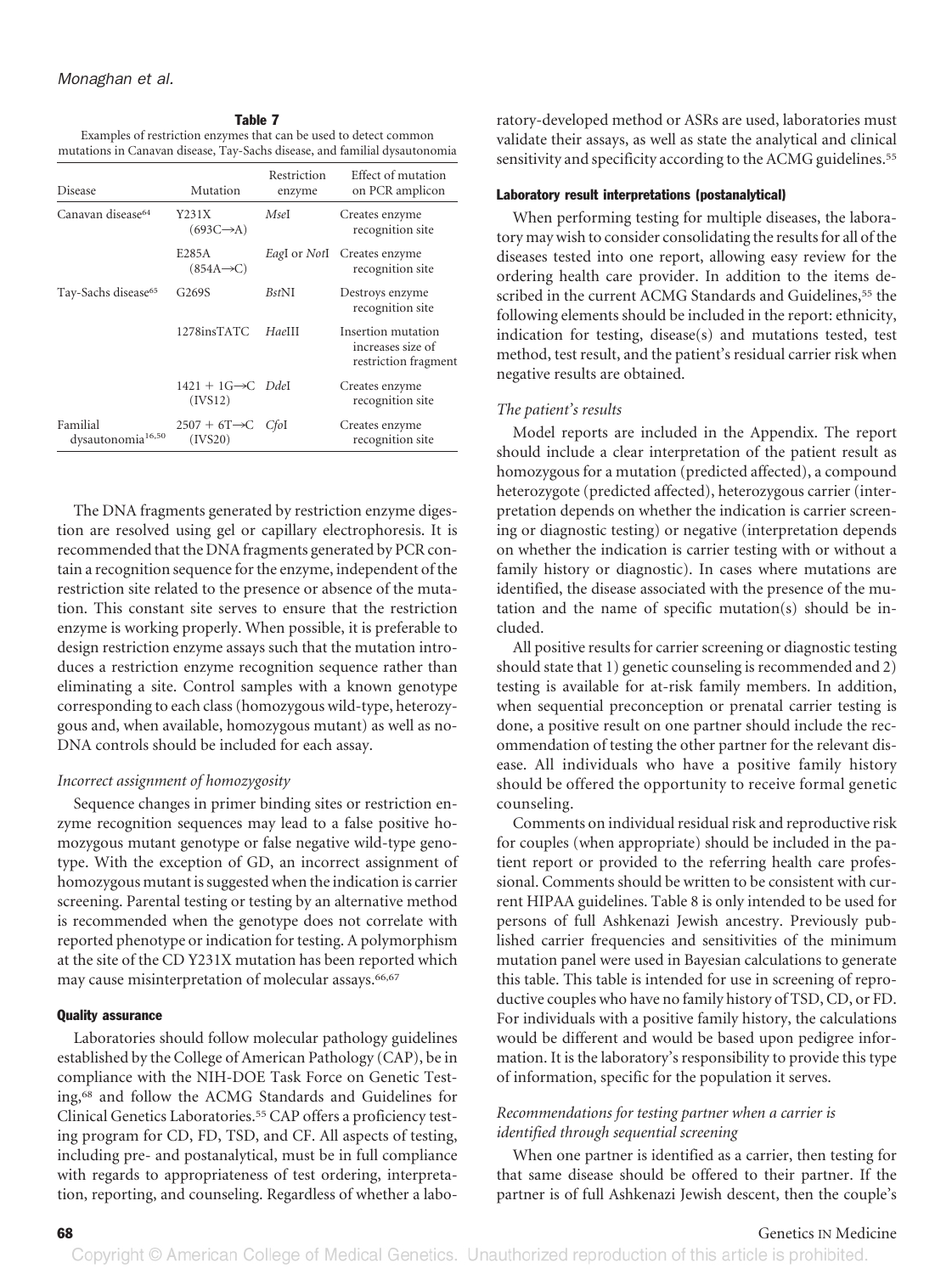**Table 7**
Examples of restriction enzymes that can be used to detect common mutations in Canavan disease, Tay-Sachs disease, and familial dysautonomia

| Disease | Mutation | Restriction enzyme | Effect of mutation on PCR amplicon |
|---|---|---|---|
| Canavan disease[64] | Y231X (693C→A) | *Mse*I | Creates enzyme recognition site |
| | E285A (854A→C) | *Eag*I or *Not*I | Creates enzyme recognition site |
| Tay-Sachs disease[65] | G269S | *Bst*NI | Destroys enzyme recognition site |
| | 1278insTATC | *Hae*III | Insertion mutation increases size of restriction fragment |
| | 1421 + 1G→C (IVS12) | *Dde*I | Creates enzyme recognition site |
| Familial dysautonomia[16,50] | 2507 + 6T→C (IVS20) | *Cfo*I | Creates enzyme recognition site |

The DNA fragments generated by restriction enzyme digestion are resolved using gel or capillary electrophoresis. It is recommended that the DNA fragments generated by PCR contain a recognition sequence for the enzyme, independent of the restriction site related to the presence or absence of the mutation. This constant site serves to ensure that the restriction enzyme is working properly. When possible, it is preferable to design restriction enzyme assays such that the mutation introduces a restriction enzyme recognition sequence rather than eliminating a site. Control samples with a known genotype corresponding to each class (homozygous wild-type, heterozygous and, when available, homozygous mutant) as well as no-DNA controls should be included for each assay.

*Incorrect assignment of homozygosity*

Sequence changes in primer binding sites or restriction enzyme recognition sequences may lead to a false positive homozygous mutant genotype or false negative wild-type genotype. With the exception of GD, an incorrect assignment of homozygous mutant is suggested when the indication is carrier screening. Parental testing or testing by an alternative method is recommended when the genotype does not correlate with reported phenotype or indication for testing. A polymorphism at the site of the CD Y231X mutation has been reported which may cause misinterpretation of molecular assays.[66,67]

#### Quality assurance

Laboratories should follow molecular pathology guidelines established by the College of American Pathology (CAP), be in compliance with the NIH-DOE Task Force on Genetic Testing,[68] and follow the ACMG Standards and Guidelines for Clinical Genetics Laboratories.[55] CAP offers a proficiency testing program for CD, FD, TSD, and CF. All aspects of testing, including pre- and postanalytical, must be in full compliance with regards to appropriateness of test ordering, interpretation, reporting, and counseling. Regardless of whether a laboratory-developed method or ASRs are used, laboratories must validate their assays, as well as state the analytical and clinical sensitivity and specificity according to the ACMG guidelines.[55]

#### Laboratory result interpretations (postanalytical)

When performing testing for multiple diseases, the laboratory may wish to consider consolidating the results for all of the diseases tested into one report, allowing easy review for the ordering health care provider. In addition to the items described in the current ACMG Standards and Guidelines,[55] the following elements should be included in the report: ethnicity, indication for testing, disease(s) and mutations tested, test method, test result, and the patient's residual carrier risk when negative results are obtained.

*The patient's results*

Model reports are included in the Appendix. The report should include a clear interpretation of the patient result as homozygous for a mutation (predicted affected), a compound heterozygote (predicted affected), heterozygous carrier (interpretation depends on whether the indication is carrier screening or diagnostic testing) or negative (interpretation depends on whether the indication is carrier testing with or without a family history or diagnostic). In cases where mutations are identified, the disease associated with the presence of the mutation and the name of specific mutation(s) should be included.

All positive results for carrier screening or diagnostic testing should state that 1) genetic counseling is recommended and 2) testing is available for at-risk family members. In addition, when sequential preconception or prenatal carrier testing is done, a positive result on one partner should include the recommendation of testing the other partner for the relevant disease. All individuals who have a positive family history should be offered the opportunity to receive formal genetic counseling.

Comments on individual residual risk and reproductive risk for couples (when appropriate) should be included in the patient report or provided to the referring health care professional. Comments should be written to be consistent with current HIPAA guidelines. Table 8 is only intended to be used for persons of full Ashkenazi Jewish ancestry. Previously published carrier frequencies and sensitivities of the minimum mutation panel were used in Bayesian calculations to generate this table. This table is intended for use in screening of reproductive couples who have no family history of TSD, CD, or FD. For individuals with a positive family history, the calculations would be different and would be based upon pedigree information. It is the laboratory's responsibility to provide this type of information, specific for the population it serves.

*Recommendations for testing partner when a carrier is identified through sequential screening*

When one partner is identified as a carrier, then testing for that same disease should be offered to their partner. If the partner is of full Ashkenazi Jewish descent, then the couple's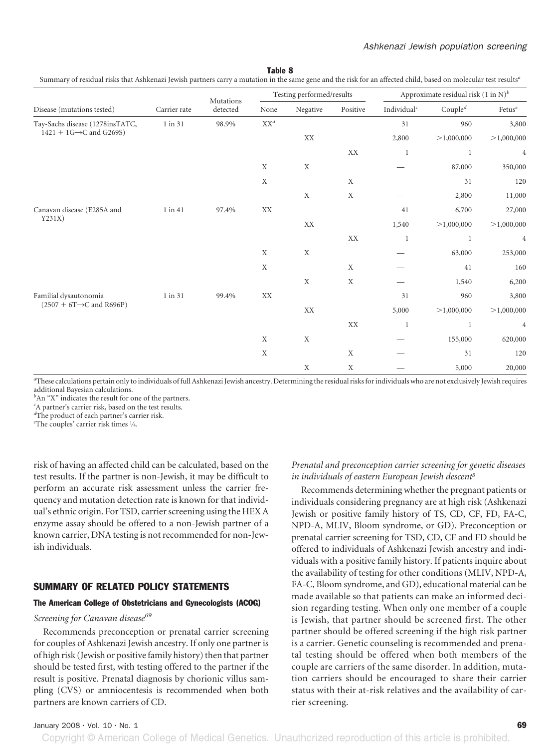**Table 8**

Summary of residual risks that Ashkenazi Jewish partners carry a mutation in the same gene and the risk for an affected child, based on molecular test results[a]

| Disease (mutations tested) | Carrier rate | Mutations detected | Testing performed/results | | | Approximate residual risk (1 in N)[b] | | |
|---|---|---|---|---|---|---|---|---|
| | | | None | Negative | Positive | Individual[c] | Couple[d] | Fetus[e] |
| Tay-Sachs disease (1278insTATC, 1421 + 1G→C and G269S) | 1 in 31 | 98.9% | XX[a] | | | 31 | 960 | 3,800 |
| | | | | XX | | 2,800 | >1,000,000 | >1,000,000 |
| | | | | | XX | 1 | 1 | 4 |
| | | | X | X | | — | 87,000 | 350,000 |
| | | | X | | X | — | 31 | 120 |
| | | | | X | X | — | 2,800 | 11,000 |
| Canavan disease (E285A and Y231X) | 1 in 41 | 97.4% | XX | | | 41 | 6,700 | 27,000 |
| | | | | XX | | 1,540 | >1,000,000 | >1,000,000 |
| | | | | | XX | 1 | 1 | 4 |
| | | | X | X | | — | 63,000 | 253,000 |
| | | | X | | X | — | 41 | 160 |
| | | | | X | X | — | 1,540 | 6,200 |
| Familial dysautonomia (2507 + 6T→C and R696P) | 1 in 31 | 99.4% | XX | | | 31 | 960 | 3,800 |
| | | | | XX | | 5,000 | >1,000,000 | >1,000,000 |
| | | | | | XX | 1 | 1 | 4 |
| | | | X | X | | — | 155,000 | 620,000 |
| | | | X | | X | — | 31 | 120 |
| | | | | X | X | — | 5,000 | 20,000 |

[a]These calculations pertain only to individuals of full Ashkenazi Jewish ancestry. Determining the residual risks for individuals who are not exclusively Jewish requires additional Bayesian calculations.
[b]An "X" indicates the result for one of the partners.
[c]A partner's carrier risk, based on the test results.
[d]The product of each partner's carrier risk.
[e]The couples' carrier risk times ¼.

risk of having an affected child can be calculated, based on the test results. If the partner is non-Jewish, it may be difficult to perform an accurate risk assessment unless the carrier frequency and mutation detection rate is known for that individual's ethnic origin. For TSD, carrier screening using the HEX A enzyme assay should be offered to a non-Jewish partner of a known carrier, DNA testing is not recommended for non-Jewish individuals.

## SUMMARY OF RELATED POLICY STATEMENTS

### The American College of Obstetricians and Gynecologists (ACOG)

*Screening for Canavan disease*[69]

Recommends preconception or prenatal carrier screening for couples of Ashkenazi Jewish ancestry. If only one partner is of high risk (Jewish or positive family history) then that partner should be tested first, with testing offered to the partner if the result is positive. Prenatal diagnosis by chorionic villus sampling (CVS) or amniocentesis is recommended when both partners are known carriers of CD.

*Prenatal and preconception carrier screening for genetic diseases in individuals of eastern European Jewish descent*[5]

Recommends determining whether the pregnant patients or individuals considering pregnancy are at high risk (Ashkenazi Jewish or positive family history of TS, CD, CF, FD, FA-C, NPD-A, MLIV, Bloom syndrome, or GD). Preconception or prenatal carrier screening for TSD, CD, CF and FD should be offered to individuals of Ashkenazi Jewish ancestry and individuals with a positive family history. If patients inquire about the availability of testing for other conditions (MLIV, NPD-A, FA-C, Bloom syndrome, and GD), educational material can be made available so that patients can make an informed decision regarding testing. When only one member of a couple is Jewish, that partner should be screened first. The other partner should be offered screening if the high risk partner is a carrier. Genetic counseling is recommended and prenatal testing should be offered when both members of the couple are carriers of the same disorder. In addition, mutation carriers should be encouraged to share their carrier status with their at-risk relatives and the availability of carrier screening.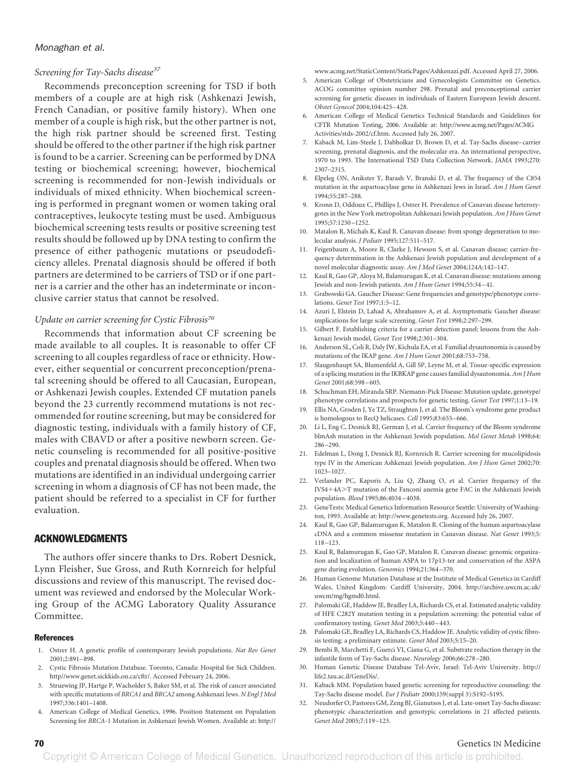*Screening for Tay-Sachs disease*[37]

Recommends preconception screening for TSD if both members of a couple are at high risk (Ashkenazi Jewish, French Canadian, or positive family history). When one member of a couple is high risk, but the other partner is not, the high risk partner should be screened first. Testing should be offered to the other partner if the high risk partner is found to be a carrier. Screening can be performed by DNA testing or biochemical screening; however, biochemical screening is recommended for non-Jewish individuals or individuals of mixed ethnicity. When biochemical screening is performed in pregnant women or women taking oral contraceptives, leukocyte testing must be used. Ambiguous biochemical screening tests results or positive screening test results should be followed up by DNA testing to confirm the presence of either pathogenic mutations or pseudodeficiency alleles. Prenatal diagnosis should be offered if both partners are determined to be carriers of TSD or if one partner is a carrier and the other has an indeterminate or inconclusive carrier status that cannot be resolved.

*Update on carrier screening for Cystic Fibrosis*[70]

Recommends that information about CF screening be made available to all couples. It is reasonable to offer CF screening to all couples regardless of race or ethnicity. However, either sequential or concurrent preconception/prenatal screening should be offered to all Caucasian, European, or Ashkenazi Jewish couples. Extended CF mutation panels beyond the 23 currently recommend mutations is not recommended for routine screening, but may be considered for diagnostic testing, individuals with a family history of CF, males with CBAVD or after a positive newborn screen. Genetic counseling is recommended for all positive-positive couples and prenatal diagnosis should be offered. When two mutations are identified in an individual undergoing carrier screening in whom a diagnosis of CF has not been made, the patient should be referred to a specialist in CF for further evaluation.

## ACKNOWLEDGMENTS

The authors offer sincere thanks to Drs. Robert Desnick, Lynn Fleisher, Sue Gross, and Ruth Kornreich for helpful discussions and review of this manuscript. The revised document was reviewed and endorsed by the Molecular Working Group of the ACMG Laboratory Quality Assurance Committee.

### References

1. Ostrer H. A genetic profile of contemporary Jewish populations. *Nat Rev Genet* 2001;2:891–898.
2. Cystic Fibrosis Mutation Database. Toronto, Canada: Hospital for Sick Children. http//www.genet.sickkids.on.ca/cftr/. Accessed February 24, 2006.
3. Struewing JP, Hartge P, Wacholder S, Baker SM, et al. The risk of cancer associated with specific mutations of *BRCA1* and *BRCA2* among Ashkenazi Jews. *N Engl J Med* 1997;336:1401–1408.
4. American College of Medical Genetics, 1996. Position Statement on Population Screening for *BRCA*-1 Mutation in Ashkenazi Jewish Women. Available at: http://www.acmg.net/StaticContent/StaticPages/Ashkenazi.pdf. Accessed April 27, 2006.
5. American College of Obstetricians and Gynecologists Committee on Genetics. ACOG committee opinion number 298. Prenatal and preconceptional carrier screening for genetic diseases in individuals of Eastern European Jewish descent. *Obstet Gynecol* 2004;104:425–428.
6. American College of Medical Genetics Technical Standards and Guidelines for CFTR Mutation Testing, 2006. Available at: http://www.acmg.net/Pages/ACMG Activities/stds-2002/cf.htm. Accessed July 26, 2007.
7. Kaback M, Lim-Steele J, Dabholkar D, Brown D, et al. Tay-Sachs disease–carrier screening, prenatal diagnosis, and the molecular era. An international perspective, 1970 to 1993. The International TSD Data Collection Network. *JAMA* 1993;270: 2307–2315.
8. Elpeleg ON, Anikster Y, Barash V, Branski D, et al. The frequency of the C854 mutation in the aspartoacylase gene in Ashkenazi Jews in Israel. *Am J Hum Genet* 1994;55:287–288.
9. Kronn D, Oddoux C, Phillips J, Ostrer H. Prevalence of Canavan disease heterozygotes in the New York metropolitan Ashkenazi Jewish population. *Am J Hum Genet* 1995;57:1250–1252.
10. Matalon R, Michals K, Kaul R. Canavan disease: from spongy degeneration to molecular analysis. *J Pediatr* 1995;127:511–517.
11. Feigenbaum A, Moore R, Clarke J, Hewson S, et al. Canavan disease: carrier-frequency determination in the Ashkenazi Jewish population and development of a novel molecular diagnostic assay. *Am J Med Genet* 2004;124A:142–147.
12. Kaul R, Gao GP, Aloya M, Balamurugan K, et al. Canavan disease: mutations among Jewish and non-Jewish patients. *Am J Hum Genet* 1994;55:34–41.
13. Grabowski GA. Gaucher Disease: Gene frequencies and genotype/phenotype correlations. *Genet Test* 1997;1:5–12.
14. Azuri J, Elstein D, Lahad A, Abrahamov A, et al. Asymptomatic Gaucher disease: implications for large scale screening. *Genet Test* 1998;2:297–299.
15. Gilbert F. Establishing criteria for a carrier detection panel: lessons from the Ashkenazi Jewish model. *Genet Test* 1998;2:301–304.
16. Anderson SL, Coli R, Daly IW, Kichula EA, et al. Familial dysautonomia is caused by mutations of the IKAP gene. *Am J Hum Genet* 2001;68:753–758.
17. Slaugenhaupt SA, Blumenfeld A, Gill SP, Leyne M, et al. Tissue-specific expression of a splicing mutation in the IKBKAP gene causes familial dysautonomia. *Am J Hum Genet* 2001;68:598–605.
18. Schuchman EH, Miranda SRP. Niemann-Pick Disease: Mutation update, genotype/phenotype correlations and prospects for genetic testing. *Genet Test* 1997;1:13–19.
19. Ellis NA, Groden J, Ye TZ, Straughten J, et al. The Bloom's syndrome gene product is homologous to RecQ helicases. *Cell* 1995;83:655–666.
20. Li L, Eng C, Desnick RJ, German J, et al. Carrier frequency of the Bloom syndrome blmAsh mutation in the Ashkenazi Jewish population. *Mol Genet Metab* 1998;64: 286–290.
21. Edelman L, Dong J, Desnick RJ, Kornreich R. Carrier screening for mucolipidosis type IV in the American Ashkenazi Jewish population. *Am J Hum Genet* 2002;70: 1023–1027.
22. Verlander PC, Kaporis A, Liu Q, Zhang O, et al. Carrier frequency of the IVS4+4A>T mutation of the Fanconi anemia gene FAC in the Ashkenazi Jewish population. *Blood* 1995;86:4034–4038.
23. GeneTests: Medical Genetics Information Resource Seattle: University of Washington, 1993. Available at: http://www.genetests.org. Accessed July 26, 2007.
24. Kaul R, Gao GP, Balamurugan K, Matalon R. Cloning of the human aspartoacylase cDNA and a common missense mutation in Canavan disease. *Nat Genet* 1993;5: 118–123.
25. Kaul R, Balamurugan K, Gao GP, Matalon R. Canavan disease: genomic organization and localization of human ASPA to 17p13-ter and conservation of the ASPA gene during evolution. *Genomics* 1994;21:364–370.
26. Human Genome Mutation Database at the Institute of Medical Genetics in Cardiff Wales, United Kingdom: Cardiff University, 2004. http://archive.uwcm.ac.uk/uwcm/mg/hgmd0.html.
27. Palomaki GE, Haddow JE, Bradley LA, Richards CS, et al. Estimated analytic validity of HFE C282Y mutation testing in a population screening: the potential value of confirmatory testing. *Genet Med* 2003;5:440–443.
28. Palomaki GE, Bradley LA, Richards CS, Haddow JE. Analytic validity of cystic fibrosis testing: a preliminary estimate. *Genet Med* 2003;5:15–20.
29. Bembi B, Marchetti F, Guerci VI, Ciana G, et al. Substrate reduction therapy in the infantile form of Tay-Sachs disease. *Neurology* 2006;66:278–280.
30. Human Genetic Disease Database Tel-Aviv, Israel: Tel-Aviv University. http://life2.tau.ac.il/GeneDis/.
31. Kaback MM. Population based genetic screening for reproductive counseling: the Tay-Sachs disease model. *Eur J Pediatr* 2000;159(suppl 3):S192–S195.
32. Neudorfer O, Pastores GM, Zeng BJ, Gianutsos J, et al. Late-onset Tay-Sachs disease: phenotypic characterization and genotypic correlations in 21 affected patients. *Genet Med* 2005;7:119–123.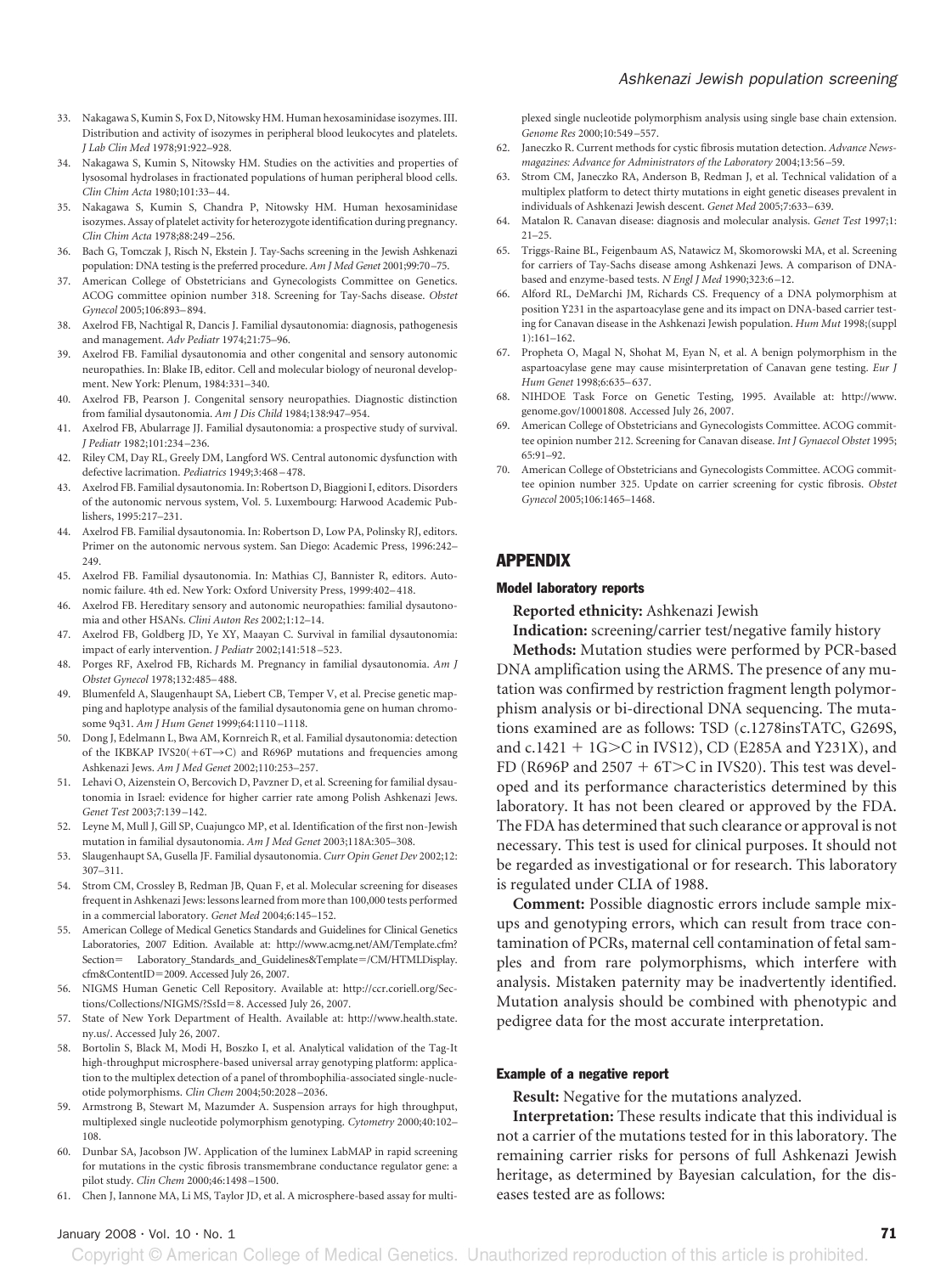33. Nakagawa S, Kumin S, Fox D, Nitowsky HM. Human hexosaminidase isozymes. III. Distribution and activity of isozymes in peripheral blood leukocytes and platelets. *J Lab Clin Med* 1978;91:922–928.
34. Nakagawa S, Kumin S, Nitowsky HM. Studies on the activities and properties of lysosomal hydrolases in fractionated populations of human peripheral blood cells. *Clin Chim Acta* 1980;101:33–44.
35. Nakagawa S, Kumin S, Chandra P, Nitowsky HM. Human hexosaminidase isozymes. Assay of platelet activity for heterozygote identification during pregnancy. *Clin Chim Acta* 1978;88:249–256.
36. Bach G, Tomczak J, Risch N, Ekstein J. Tay-Sachs screening in the Jewish Ashkenazi population: DNA testing is the preferred procedure. *Am J Med Genet* 2001;99:70–75.
37. American College of Obstetricians and Gynecologists Committee on Genetics. ACOG committee opinion number 318. Screening for Tay-Sachs disease. *Obstet Gynecol* 2005;106:893–894.
38. Axelrod FB, Nachtigal R, Dancis J. Familial dysautonomia: diagnosis, pathogenesis and management. *Adv Pediatr* 1974;21:75–96.
39. Axelrod FB. Familial dysautonomia and other congenital and sensory autonomic neuropathies. In: Blake IB, editor. Cell and molecular biology of neuronal development. New York: Plenum, 1984:331–340.
40. Axelrod FB, Pearson J. Congenital sensory neuropathies. Diagnostic distinction from familial dysautonomia. *Am J Dis Child* 1984;138:947–954.
41. Axelrod FB, Abularrage JJ. Familial dysautonomia: a prospective study of survival. *J Pediatr* 1982;101:234–236.
42. Riley CM, Day RL, Greely DM, Langford WS. Central autonomic dysfunction with defective lacrimation. *Pediatrics* 1949;3:468–478.
43. Axelrod FB. Familial dysautonomia. In: Robertson D, Biaggioni I, editors. Disorders of the autonomic nervous system, Vol. 5. Luxembourg: Harwood Academic Publishers, 1995:217–231.
44. Axelrod FB. Familial dysautonomia. In: Robertson D, Low PA, Polinsky RJ, editors. Primer on the autonomic nervous system. San Diego: Academic Press, 1996:242–249.
45. Axelrod FB. Familial dysautonomia. In: Mathias CJ, Bannister R, editors. Autonomic failure. 4th ed. New York: Oxford University Press, 1999:402–418.
46. Axelrod FB. Hereditary sensory and autonomic neuropathies: familial dysautonomia and other HSANs. *Clini Auton Res* 2002;1:12–14.
47. Axelrod FB, Goldberg JD, Ye XY, Maayan C. Survival in familial dysautonomia: impact of early intervention. *J Pediatr* 2002;141:518–523.
48. Porges RF, Axelrod FB, Richards M. Pregnancy in familial dysautonomia. *Am J Obstet Gynecol* 1978;132:485–488.
49. Blumenfeld A, Slaugenhaupt SA, Liebert CB, Temper V, et al. Precise genetic mapping and haplotype analysis of the familial dysautonomia gene on human chromosome 9q31. *Am J Hum Genet* 1999;64:1110–1118.
50. Dong J, Edelmann L, Bwa AM, Kornreich R, et al. Familial dysautonomia: detection of the IKBKAP IVS20(+6T→C) and R696P mutations and frequencies among Ashkenazi Jews. *Am J Med Genet* 2002;110:253–257.
51. Lehavi O, Aizenstein O, Bercovich D, Pavzner D, et al. Screening for familial dysautonomia in Israel: evidence for higher carrier rate among Polish Ashkenazi Jews. *Genet Test* 2003;7:139–142.
52. Leyne M, Mull J, Gill SP, Cuajungco MP, et al. Identification of the first non-Jewish mutation in familial dysautonomia. *Am J Med Genet* 2003;118A:305–308.
53. Slaugenhaupt SA, Gusella JF. Familial dysautonomia. *Curr Opin Genet Dev* 2002;12:307–311.
54. Strom CM, Crossley B, Redman JB, Quan F, et al. Molecular screening for diseases frequent in Ashkenazi Jews: lessons learned from more than 100,000 tests performed in a commercial laboratory. *Genet Med* 2004;6:145–152.
55. American College of Medical Genetics Standards and Guidelines for Clinical Genetics Laboratories, 2007 Edition. Available at: http://www.acmg.net/AM/Template.cfm?Section= Laboratory_Standards_and_Guidelines&Template=/CM/HTMLDisplay.cfm&ContentID=2009. Accessed July 26, 2007.
56. NIGMS Human Genetic Cell Repository. Available at: http://ccr.coriell.org/Sections/Collections/NIGMS/?SsId=8. Accessed July 26, 2007.
57. State of New York Department of Health. Available at: http://www.health.state.ny.us/. Accessed July 26, 2007.
58. Bortolin S, Black M, Modi H, Boszko I, et al. Analytical validation of the Tag-It high-throughput microsphere-based universal array genotyping platform: application to the multiplex detection of a panel of thrombophilia-associated single-nucleotide polymorphisms. *Clin Chem* 2004;50:2028–2036.
59. Armstrong B, Stewart M, Mazumder A. Suspension arrays for high throughput, multiplexed single nucleotide polymorphism genotyping. *Cytometry* 2000;40:102–108.
60. Dunbar SA, Jacobson JW. Application of the luminex LabMAP in rapid screening for mutations in the cystic fibrosis transmembrane conductance regulator gene: a pilot study. *Clin Chem* 2000;46:1498–1500.
61. Chen J, Iannone MA, Li MS, Taylor JD, et al. A microsphere-based assay for multiplexed single nucleotide polymorphism analysis using single base chain extension. *Genome Res* 2000;10:549–557.
62. Janeczko R. Current methods for cystic fibrosis mutation detection. *Advance Newsmagazines: Advance for Administrators of the Laboratory* 2004;13:56–59.
63. Strom CM, Janeczko RA, Anderson B, Redman J, et al. Technical validation of a multiplex platform to detect thirty mutations in eight genetic diseases prevalent in individuals of Ashkenazi Jewish descent. *Genet Med* 2005;7:633–639.
64. Matalon R. Canavan disease: diagnosis and molecular analysis. *Genet Test* 1997;1:21–25.
65. Triggs-Raine BL, Feigenbaum AS, Natawicz M, Skomorowski MA, et al. Screening for carriers of Tay-Sachs disease among Ashkenazi Jews. A comparison of DNA-based and enzyme-based tests. *N Engl J Med* 1990;323:6–12.
66. Alford RL, DeMarchi JM, Richards CS. Frequency of a DNA polymorphism at position Y231 in the aspartoacylase gene and its impact on DNA-based carrier testing for Canavan disease in the Ashkenazi Jewish population. *Hum Mut* 1998;(suppl 1):161–162.
67. Propheta O, Magal N, Shohat M, Eyan N, et al. A benign polymorphism in the aspartoacylase gene may cause misinterpretation of Canavan gene testing. *Eur J Hum Genet* 1998;6:635–637.
68. NIHDOE Task Force on Genetic Testing, 1995. Available at: http://www.genome.gov/10001808. Accessed July 26, 2007.
69. American College of Obstetricians and Gynecologists Committee. ACOG committee opinion number 212. Screening for Canavan disease. *Int J Gynaecol Obstet* 1995;65:91–92.
70. American College of Obstetricians and Gynecologists Committee. ACOG committee opinion number 325. Update on carrier screening for cystic fibrosis. *Obstet Gynecol* 2005;106:1465–1468.

## APPENDIX

### Model laboratory reports

**Reported ethnicity:** Ashkenazi Jewish

**Indication:** screening/carrier test/negative family history

**Methods:** Mutation studies were performed by PCR-based DNA amplification using the ARMS. The presence of any mutation was confirmed by restriction fragment length polymorphism analysis or bi-directional DNA sequencing. The mutations examined are as follows: TSD (c.1278insTATC, G269S, and c.1421 + 1G>C in IVS12), CD (E285A and Y231X), and FD (R696P and 2507 + 6T>C in IVS20). This test was developed and its performance characteristics determined by this laboratory. It has not been cleared or approved by the FDA. The FDA has determined that such clearance or approval is not necessary. This test is used for clinical purposes. It should not be regarded as investigational or for research. This laboratory is regulated under CLIA of 1988.

**Comment:** Possible diagnostic errors include sample mix-ups and genotyping errors, which can result from trace contamination of PCRs, maternal cell contamination of fetal samples and from rare polymorphisms, which interfere with analysis. Mistaken paternity may be inadvertently identified. Mutation analysis should be combined with phenotypic and pedigree data for the most accurate interpretation.

### Example of a negative report

**Result:** Negative for the mutations analyzed.

**Interpretation:** These results indicate that this individual is not a carrier of the mutations tested for in this laboratory. The remaining carrier risks for persons of full Ashkenazi Jewish heritage, as determined by Bayesian calculation, for the diseases tested are as follows: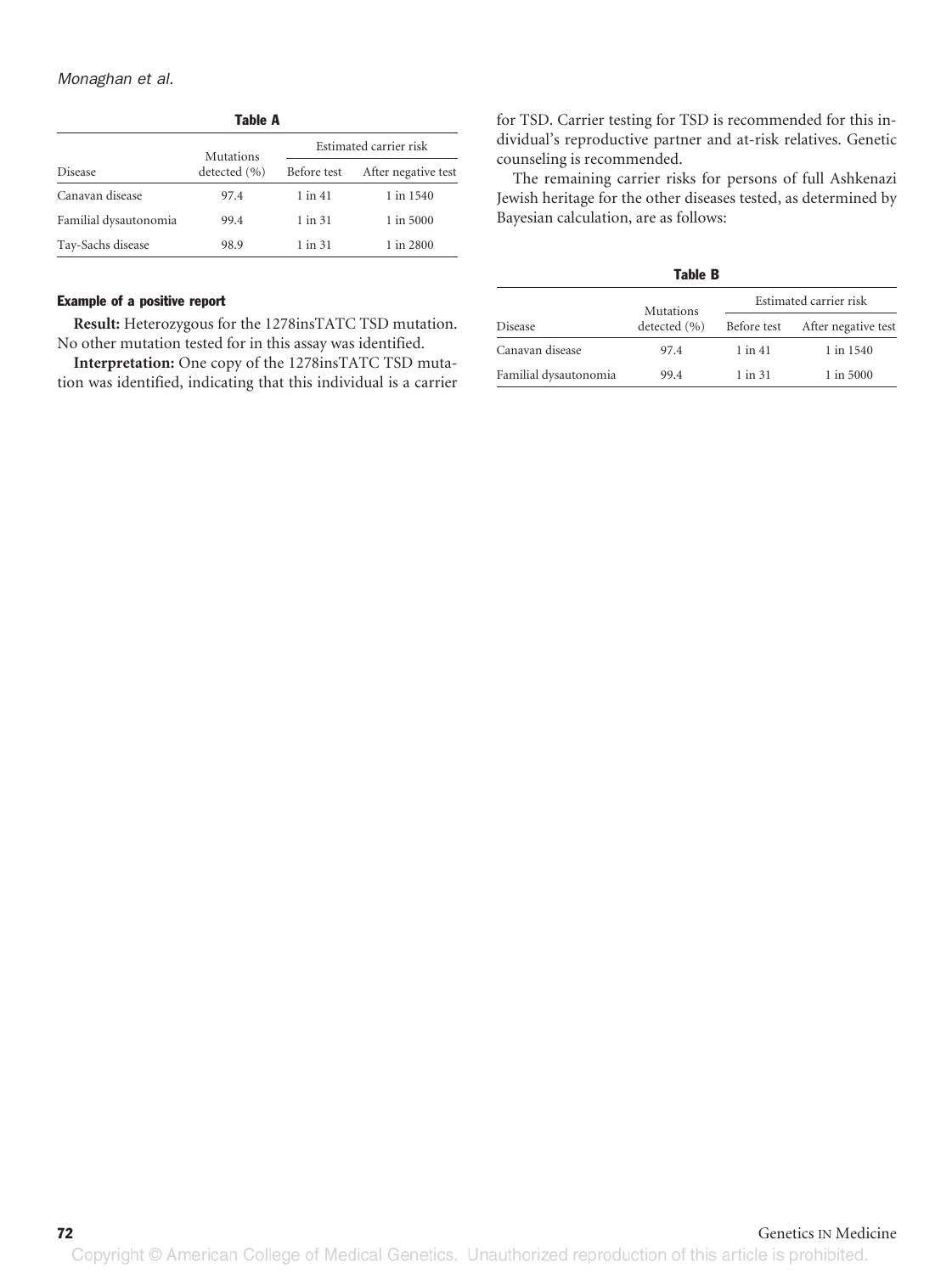**Table A**

| Disease | Mutations detected (%) | Estimated carrier risk | |
|---|---|---|---|
| | | Before test | After negative test |
| Canavan disease | 97.4 | 1 in 41 | 1 in 1540 |
| Familial dysautonomia | 99.4 | 1 in 31 | 1 in 5000 |
| Tay-Sachs disease | 98.9 | 1 in 31 | 1 in 2800 |

#### Example of a positive report

**Result:** Heterozygous for the 1278insTATC TSD mutation. No other mutation tested for in this assay was identified.

**Interpretation:** One copy of the 1278insTATC TSD mutation was identified, indicating that this individual is a carrier for TSD. Carrier testing for TSD is recommended for this individual's reproductive partner and at-risk relatives. Genetic counseling is recommended.

The remaining carrier risks for persons of full Ashkenazi Jewish heritage for the other diseases tested, as determined by Bayesian calculation, are as follows:

**Table B**

| Disease | Mutations detected (%) | Estimated carrier risk | |
|---|---|---|---|
| | | Before test | After negative test |
| Canavan disease | 97.4 | 1 in 41 | 1 in 1540 |
| Familial dysautonomia | 99.4 | 1 in 31 | 1 in 5000 |